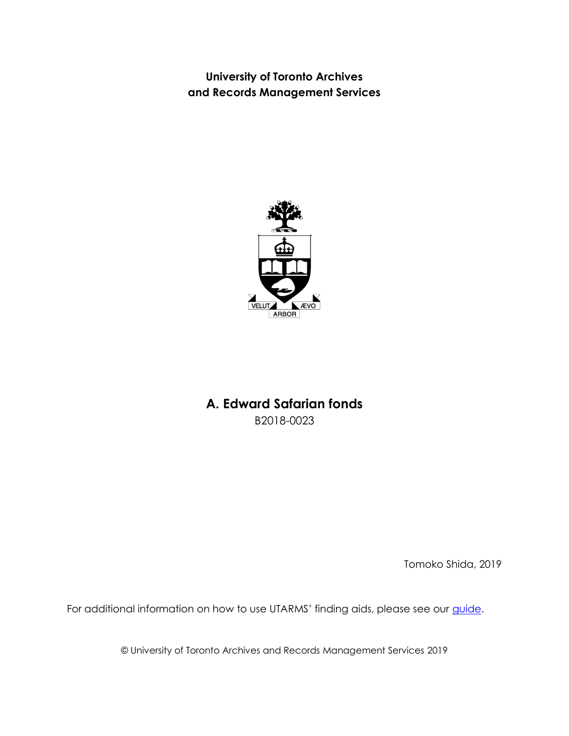**University of Toronto Archives and Records Management Services**

# A. Edward Safarian fonds

B2018-0023

Tomoko Shida, 2019

For additional information on how to use UTARMS' finding aids, please see our guide.

© University of Toronto Archives and Records Management Services 2019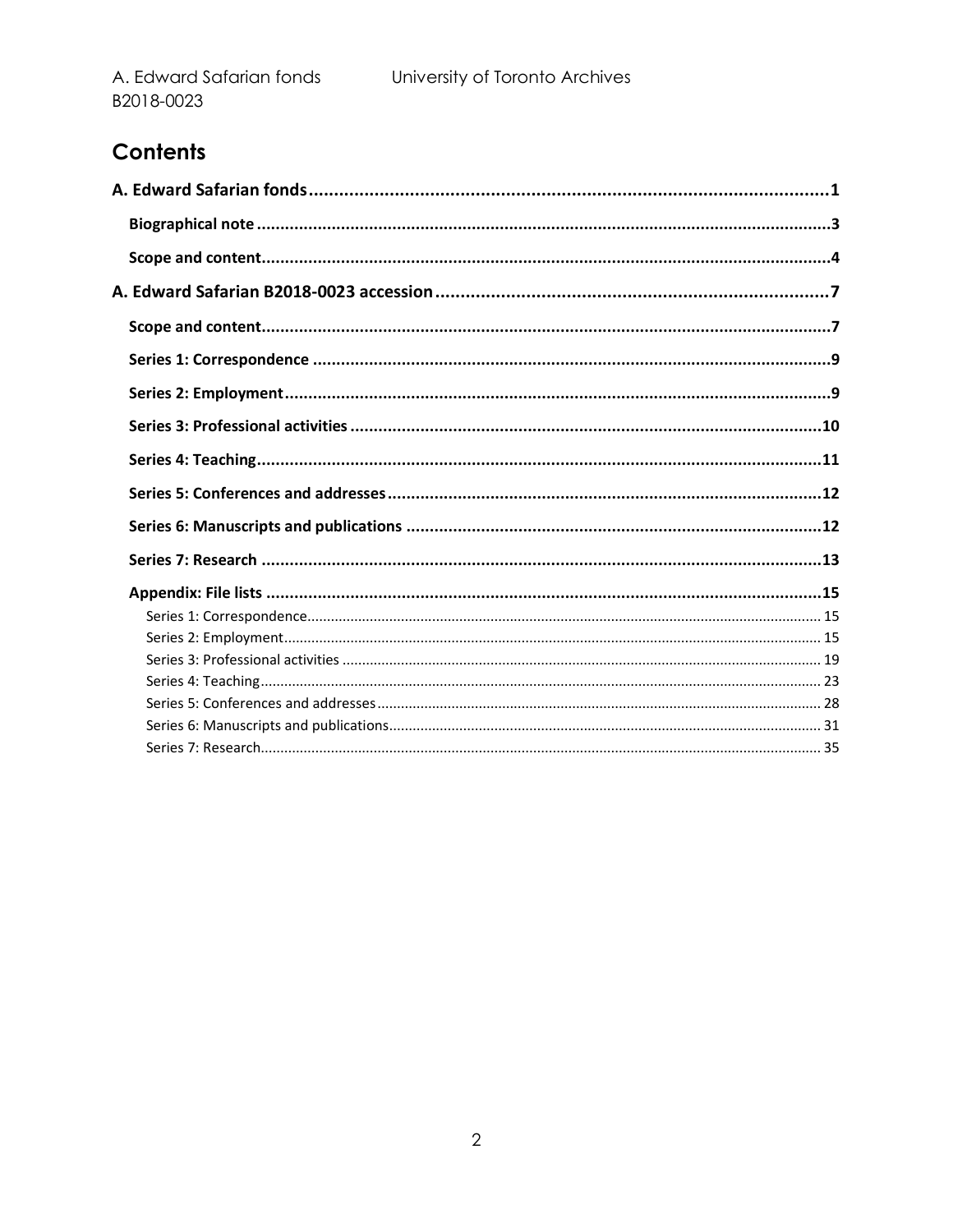## Contents

**A. Edward Safarian fonds** ........................................................ **1**

- **Biographical note** ........................................................ **3**
- **Scope and content** ........................................................ **4**

**A. Edward Safarian B2018-0023 accession** ........................................................ **7**

- **Scope and content** ........................................................ **7**
- **Series 1: Correspondence** ........................................................ **9**
- **Series 2: Employment** ........................................................ **9**
- **Series 3: Professional activities** ........................................................ **10**
- **Series 4: Teaching** ........................................................ **11**
- **Series 5: Conferences and addresses** ........................................................ **12**
- **Series 6: Manuscripts and publications** ........................................................ **12**
- **Series 7: Research** ........................................................ **13**
- **Appendix: File lists** ........................................................ **15**
  - Series 1: Correspondence ........................................................ 15
  - Series 2: Employment ........................................................ 15
  - Series 3: Professional activities ........................................................ 19
  - Series 4: Teaching ........................................................ 23
  - Series 5: Conferences and addresses ........................................................ 28
  - Series 6: Manuscripts and publications ........................................................ 31
  - Series 7: Research ........................................................ 35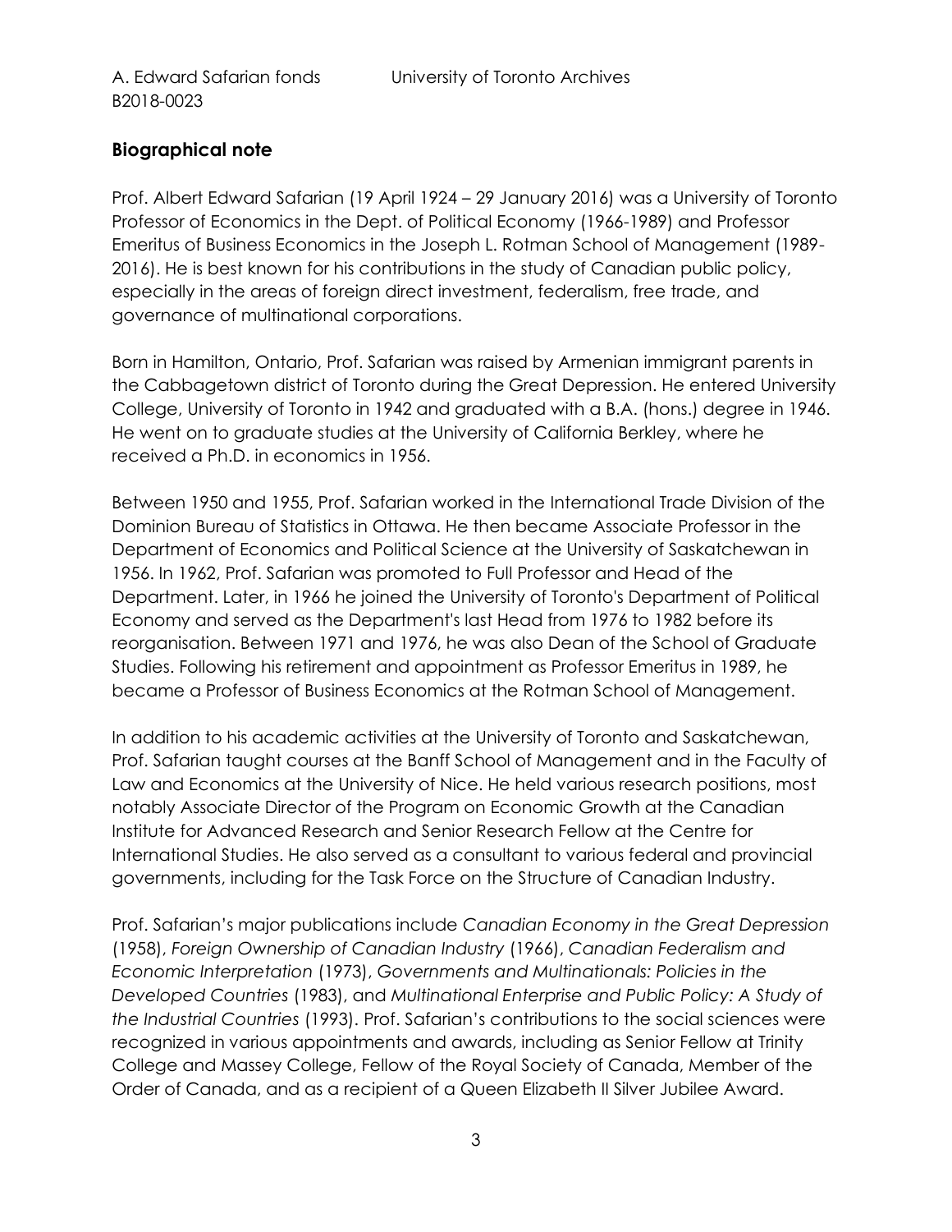## Biographical note

Prof. Albert Edward Safarian (19 April 1924 – 29 January 2016) was a University of Toronto Professor of Economics in the Dept. of Political Economy (1966-1989) and Professor Emeritus of Business Economics in the Joseph L. Rotman School of Management (1989-2016). He is best known for his contributions in the study of Canadian public policy, especially in the areas of foreign direct investment, federalism, free trade, and governance of multinational corporations.

Born in Hamilton, Ontario, Prof. Safarian was raised by Armenian immigrant parents in the Cabbagetown district of Toronto during the Great Depression. He entered University College, University of Toronto in 1942 and graduated with a B.A. (hons.) degree in 1946. He went on to graduate studies at the University of California Berkley, where he received a Ph.D. in economics in 1956.

Between 1950 and 1955, Prof. Safarian worked in the International Trade Division of the Dominion Bureau of Statistics in Ottawa. He then became Associate Professor in the Department of Economics and Political Science at the University of Saskatchewan in 1956. In 1962, Prof. Safarian was promoted to Full Professor and Head of the Department. Later, in 1966 he joined the University of Toronto's Department of Political Economy and served as the Department's last Head from 1976 to 1982 before its reorganisation. Between 1971 and 1976, he was also Dean of the School of Graduate Studies. Following his retirement and appointment as Professor Emeritus in 1989, he became a Professor of Business Economics at the Rotman School of Management.

In addition to his academic activities at the University of Toronto and Saskatchewan, Prof. Safarian taught courses at the Banff School of Management and in the Faculty of Law and Economics at the University of Nice. He held various research positions, most notably Associate Director of the Program on Economic Growth at the Canadian Institute for Advanced Research and Senior Research Fellow at the Centre for International Studies. He also served as a consultant to various federal and provincial governments, including for the Task Force on the Structure of Canadian Industry.

Prof. Safarian's major publications include *Canadian Economy in the Great Depression* (1958), *Foreign Ownership of Canadian Industry* (1966), *Canadian Federalism and Economic Interpretation* (1973), *Governments and Multinationals: Policies in the Developed Countries* (1983), and *Multinational Enterprise and Public Policy: A Study of the Industrial Countries* (1993). Prof. Safarian's contributions to the social sciences were recognized in various appointments and awards, including as Senior Fellow at Trinity College and Massey College, Fellow of the Royal Society of Canada, Member of the Order of Canada, and as a recipient of a Queen Elizabeth II Silver Jubilee Award.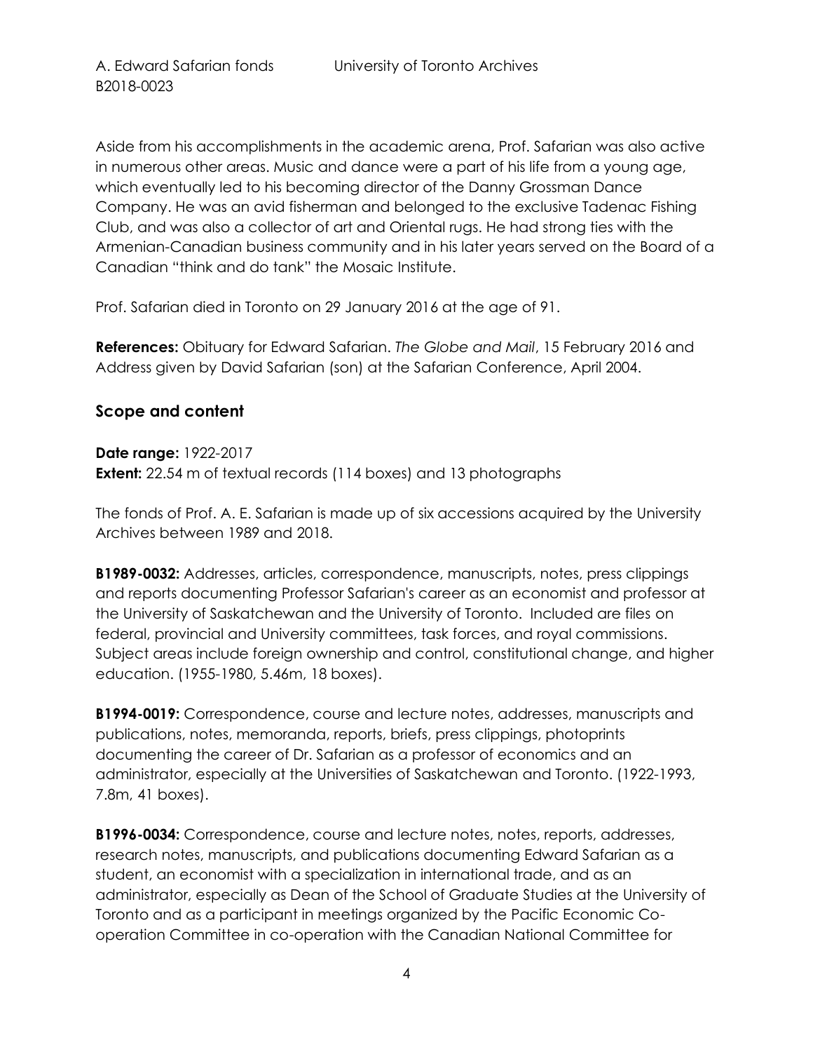Aside from his accomplishments in the academic arena, Prof. Safarian was also active in numerous other areas. Music and dance were a part of his life from a young age, which eventually led to his becoming director of the Danny Grossman Dance Company. He was an avid fisherman and belonged to the exclusive Tadenac Fishing Club, and was also a collector of art and Oriental rugs. He had strong ties with the Armenian-Canadian business community and in his later years served on the Board of a Canadian "think and do tank" the Mosaic Institute.

Prof. Safarian died in Toronto on 29 January 2016 at the age of 91.

**References:** Obituary for Edward Safarian. *The Globe and Mail*, 15 February 2016 and Address given by David Safarian (son) at the Safarian Conference, April 2004.

## Scope and content

**Date range:** 1922-2017
**Extent:** 22.54 m of textual records (114 boxes) and 13 photographs

The fonds of Prof. A. E. Safarian is made up of six accessions acquired by the University Archives between 1989 and 2018.

**B1989-0032:** Addresses, articles, correspondence, manuscripts, notes, press clippings and reports documenting Professor Safarian's career as an economist and professor at the University of Saskatchewan and the University of Toronto. Included are files on federal, provincial and University committees, task forces, and royal commissions. Subject areas include foreign ownership and control, constitutional change, and higher education. (1955-1980, 5.46m, 18 boxes).

**B1994-0019:** Correspondence, course and lecture notes, addresses, manuscripts and publications, notes, memoranda, reports, briefs, press clippings, photoprints documenting the career of Dr. Safarian as a professor of economics and an administrator, especially at the Universities of Saskatchewan and Toronto. (1922-1993, 7.8m, 41 boxes).

**B1996-0034:** Correspondence, course and lecture notes, notes, reports, addresses, research notes, manuscripts, and publications documenting Edward Safarian as a student, an economist with a specialization in international trade, and as an administrator, especially as Dean of the School of Graduate Studies at the University of Toronto and as a participant in meetings organized by the Pacific Economic Co-operation Committee in co-operation with the Canadian National Committee for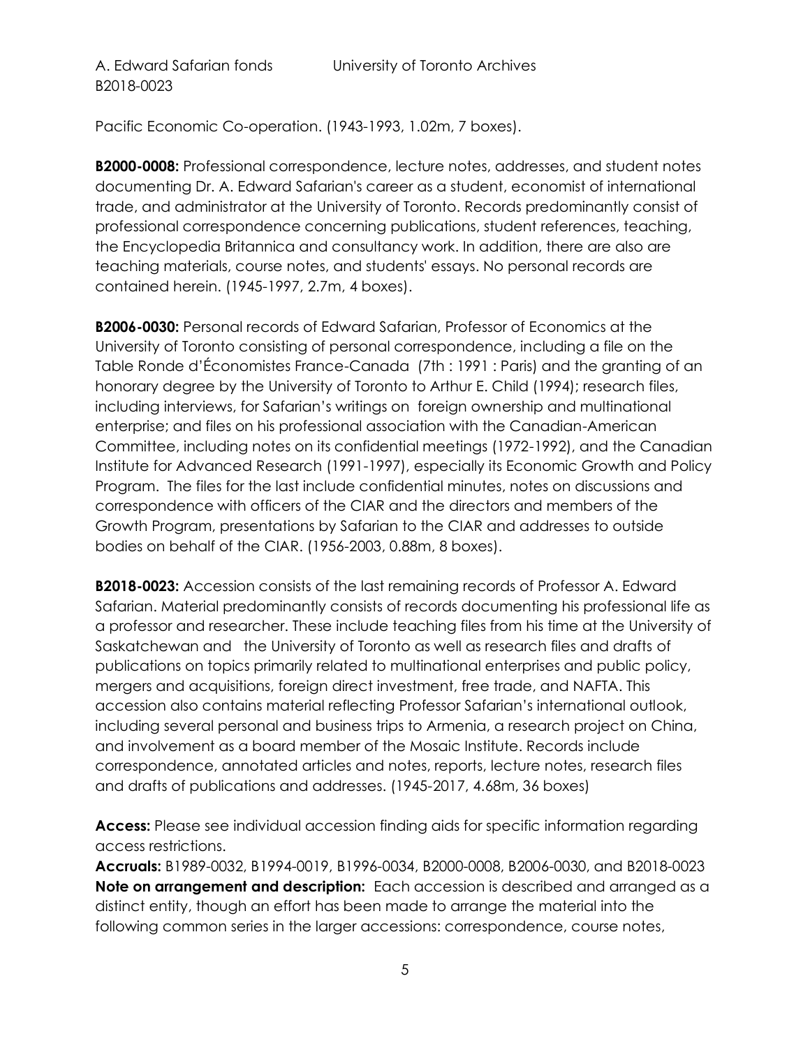Pacific Economic Co-operation. (1943-1993, 1.02m, 7 boxes).

**B2000-0008:** Professional correspondence, lecture notes, addresses, and student notes documenting Dr. A. Edward Safarian's career as a student, economist of international trade, and administrator at the University of Toronto. Records predominantly consist of professional correspondence concerning publications, student references, teaching, the Encyclopedia Britannica and consultancy work. In addition, there are also are teaching materials, course notes, and students' essays. No personal records are contained herein. (1945-1997, 2.7m, 4 boxes).

**B2006-0030:** Personal records of Edward Safarian, Professor of Economics at the University of Toronto consisting of personal correspondence, including a file on the Table Ronde d'Économistes France-Canada (7th : 1991 : Paris) and the granting of an honorary degree by the University of Toronto to Arthur E. Child (1994); research files, including interviews, for Safarian's writings on foreign ownership and multinational enterprise; and files on his professional association with the Canadian-American Committee, including notes on its confidential meetings (1972-1992), and the Canadian Institute for Advanced Research (1991-1997), especially its Economic Growth and Policy Program. The files for the last include confidential minutes, notes on discussions and correspondence with officers of the CIAR and the directors and members of the Growth Program, presentations by Safarian to the CIAR and addresses to outside bodies on behalf of the CIAR. (1956-2003, 0.88m, 8 boxes).

**B2018-0023:** Accession consists of the last remaining records of Professor A. Edward Safarian. Material predominantly consists of records documenting his professional life as a professor and researcher. These include teaching files from his time at the University of Saskatchewan and the University of Toronto as well as research files and drafts of publications on topics primarily related to multinational enterprises and public policy, mergers and acquisitions, foreign direct investment, free trade, and NAFTA. This accession also contains material reflecting Professor Safarian's international outlook, including several personal and business trips to Armenia, a research project on China, and involvement as a board member of the Mosaic Institute. Records include correspondence, annotated articles and notes, reports, lecture notes, research files and drafts of publications and addresses. (1945-2017, 4.68m, 36 boxes)

**Access:** Please see individual accession finding aids for specific information regarding access restrictions.
**Accruals:** B1989-0032, B1994-0019, B1996-0034, B2000-0008, B2006-0030, and B2018-0023
**Note on arrangement and description:** Each accession is described and arranged as a distinct entity, though an effort has been made to arrange the material into the following common series in the larger accessions: correspondence, course notes,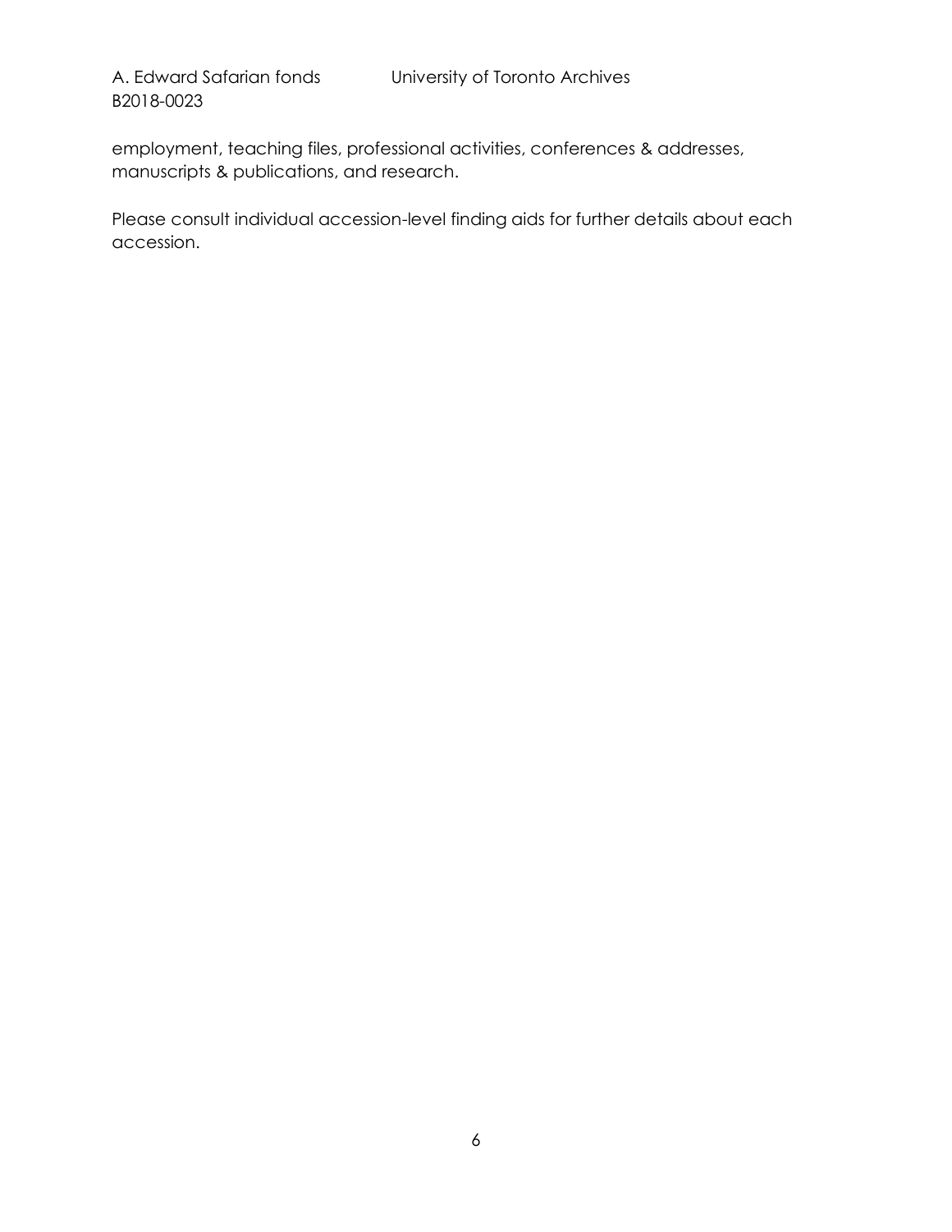employment, teaching files, professional activities, conferences & addresses, manuscripts & publications, and research.

Please consult individual accession-level finding aids for further details about each accession.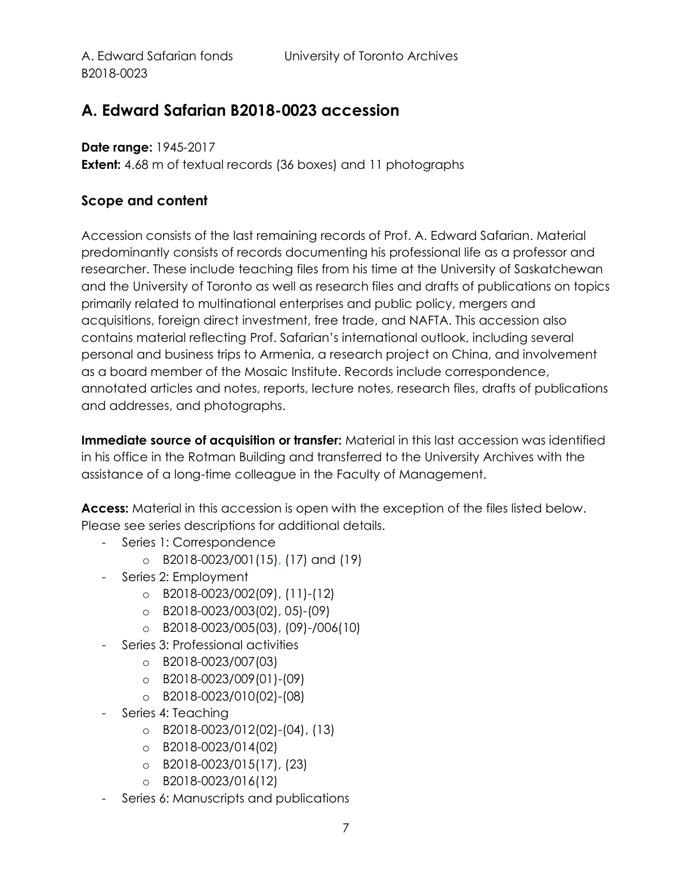## A. Edward Safarian B2018-0023 accession

**Date range:** 1945-2017
**Extent:** 4.68 m of textual records (36 boxes) and 11 photographs

### Scope and content

Accession consists of the last remaining records of Prof. A. Edward Safarian. Material predominantly consists of records documenting his professional life as a professor and researcher. These include teaching files from his time at the University of Saskatchewan and the University of Toronto as well as research files and drafts of publications on topics primarily related to multinational enterprises and public policy, mergers and acquisitions, foreign direct investment, free trade, and NAFTA. This accession also contains material reflecting Prof. Safarian's international outlook, including several personal and business trips to Armenia, a research project on China, and involvement as a board member of the Mosaic Institute. Records include correspondence, annotated articles and notes, reports, lecture notes, research files, drafts of publications and addresses, and photographs.

**Immediate source of acquisition or transfer:** Material in this last accession was identified in his office in the Rotman Building and transferred to the University Archives with the assistance of a long-time colleague in the Faculty of Management.

**Access:** Material in this accession is open with the exception of the files listed below. Please see series descriptions for additional details.

- Series 1: Correspondence
  - B2018-0023/001(15), (17) and (19)
- Series 2: Employment
  - B2018-0023/002(09), (11)-(12)
  - B2018-0023/003(02), 05)-(09)
  - B2018-0023/005(03), (09)-/006(10)
- Series 3: Professional activities
  - B2018-0023/007(03)
  - B2018-0023/009(01)-(09)
  - B2018-0023/010(02)-(08)
- Series 4: Teaching
  - B2018-0023/012(02)-(04), (13)
  - B2018-0023/014(02)
  - B2018-0023/015(17), (23)
  - B2018-0023/016(12)
- Series 6: Manuscripts and publications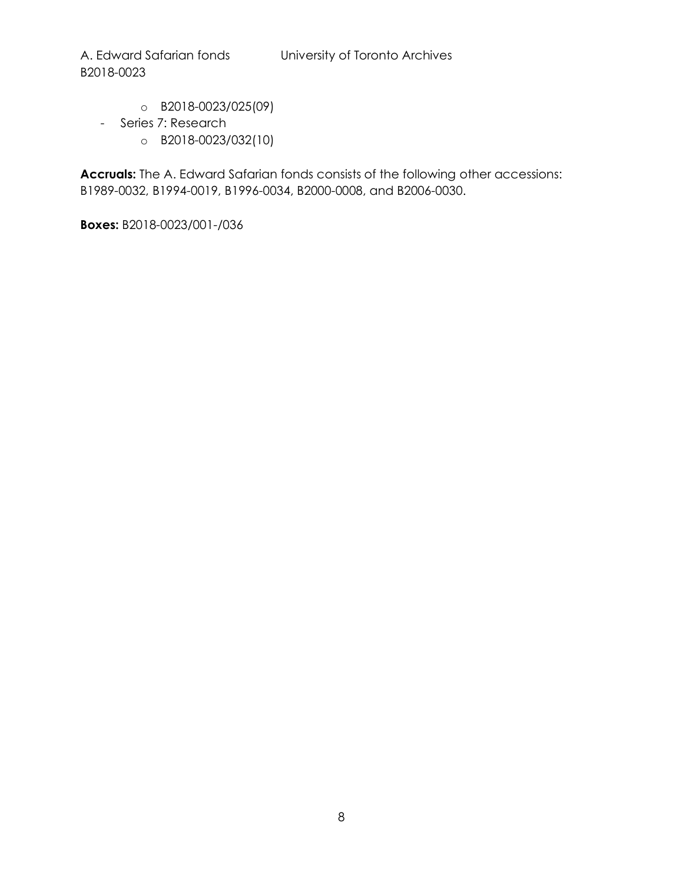- B2018-0023/025(09)
- Series 7: Research
  - B2018-0023/032(10)

**Accruals:** The A. Edward Safarian fonds consists of the following other accessions: B1989-0032, B1994-0019, B1996-0034, B2000-0008, and B2006-0030.

**Boxes:** B2018-0023/001-/036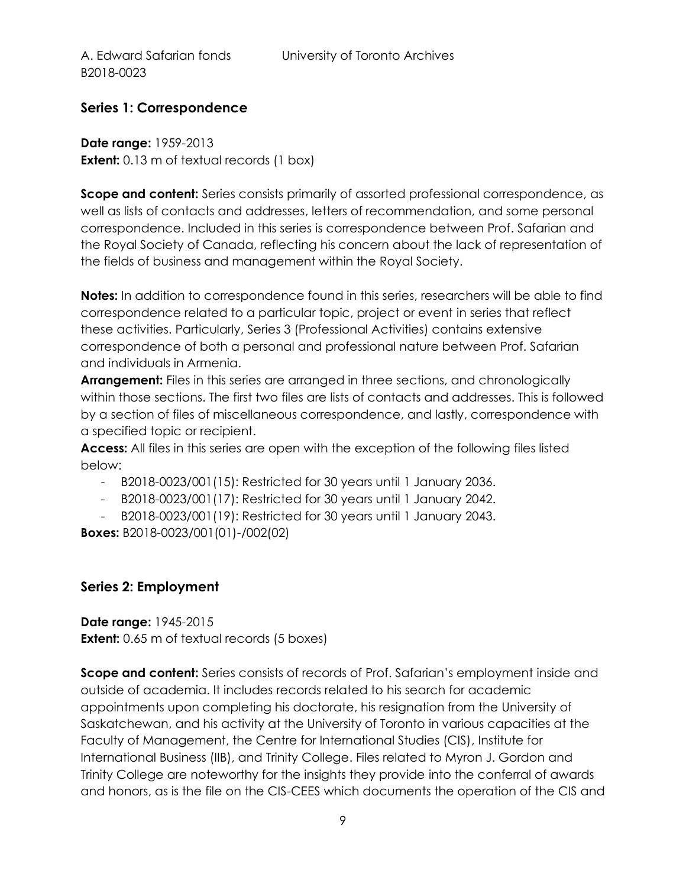## Series 1: Correspondence

**Date range:** 1959-2013
**Extent:** 0.13 m of textual records (1 box)

**Scope and content:** Series consists primarily of assorted professional correspondence, as well as lists of contacts and addresses, letters of recommendation, and some personal correspondence. Included in this series is correspondence between Prof. Safarian and the Royal Society of Canada, reflecting his concern about the lack of representation of the fields of business and management within the Royal Society.

**Notes:** In addition to correspondence found in this series, researchers will be able to find correspondence related to a particular topic, project or event in series that reflect these activities. Particularly, Series 3 (Professional Activities) contains extensive correspondence of both a personal and professional nature between Prof. Safarian and individuals in Armenia.

**Arrangement:** Files in this series are arranged in three sections, and chronologically within those sections. The first two files are lists of contacts and addresses. This is followed by a section of files of miscellaneous correspondence, and lastly, correspondence with a specified topic or recipient.

**Access:** All files in this series are open with the exception of the following files listed below:

- B2018-0023/001(15): Restricted for 30 years until 1 January 2036.
- B2018-0023/001(17): Restricted for 30 years until 1 January 2042.
- B2018-0023/001(19): Restricted for 30 years until 1 January 2043.

**Boxes:** B2018-0023/001(01)-/002(02)

## Series 2: Employment

**Date range:** 1945-2015
**Extent:** 0.65 m of textual records (5 boxes)

**Scope and content:** Series consists of records of Prof. Safarian's employment inside and outside of academia. It includes records related to his search for academic appointments upon completing his doctorate, his resignation from the University of Saskatchewan, and his activity at the University of Toronto in various capacities at the Faculty of Management, the Centre for International Studies (CIS), Institute for International Business (IIB), and Trinity College. Files related to Myron J. Gordon and Trinity College are noteworthy for the insights they provide into the conferral of awards and honors, as is the file on the CIS-CEES which documents the operation of the CIS and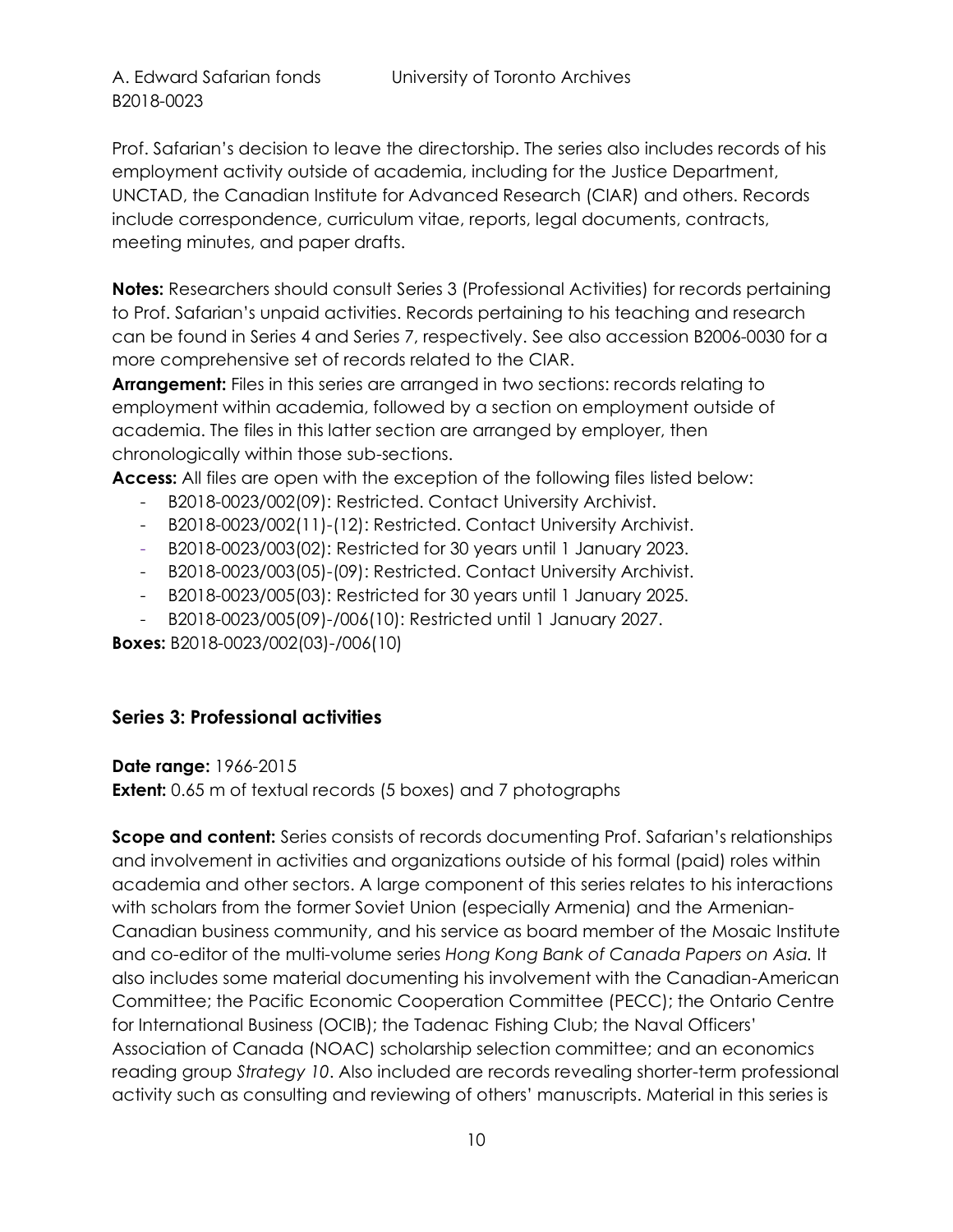Prof. Safarian's decision to leave the directorship. The series also includes records of his employment activity outside of academia, including for the Justice Department, UNCTAD, the Canadian Institute for Advanced Research (CIAR) and others. Records include correspondence, curriculum vitae, reports, legal documents, contracts, meeting minutes, and paper drafts.

**Notes:** Researchers should consult Series 3 (Professional Activities) for records pertaining to Prof. Safarian's unpaid activities. Records pertaining to his teaching and research can be found in Series 4 and Series 7, respectively. See also accession B2006-0030 for a more comprehensive set of records related to the CIAR.

**Arrangement:** Files in this series are arranged in two sections: records relating to employment within academia, followed by a section on employment outside of academia. The files in this latter section are arranged by employer, then chronologically within those sub-sections.

**Access:** All files are open with the exception of the following files listed below:

- B2018-0023/002(09): Restricted. Contact University Archivist.
- B2018-0023/002(11)-(12): Restricted. Contact University Archivist.
- B2018-0023/003(02): Restricted for 30 years until 1 January 2023.
- B2018-0023/003(05)-(09): Restricted. Contact University Archivist.
- B2018-0023/005(03): Restricted for 30 years until 1 January 2025.
- B2018-0023/005(09)-/006(10): Restricted until 1 January 2027.

**Boxes:** B2018-0023/002(03)-/006(10)

## Series 3: Professional activities

**Date range:** 1966-2015

**Extent:** 0.65 m of textual records (5 boxes) and 7 photographs

**Scope and content:** Series consists of records documenting Prof. Safarian's relationships and involvement in activities and organizations outside of his formal (paid) roles within academia and other sectors. A large component of this series relates to his interactions with scholars from the former Soviet Union (especially Armenia) and the Armenian-Canadian business community, and his service as board member of the Mosaic Institute and co-editor of the multi-volume series *Hong Kong Bank of Canada Papers on Asia.* It also includes some material documenting his involvement with the Canadian-American Committee; the Pacific Economic Cooperation Committee (PECC); the Ontario Centre for International Business (OCIB); the Tadenac Fishing Club; the Naval Officers' Association of Canada (NOAC) scholarship selection committee; and an economics reading group *Strategy 10*. Also included are records revealing shorter-term professional activity such as consulting and reviewing of others' manuscripts. Material in this series is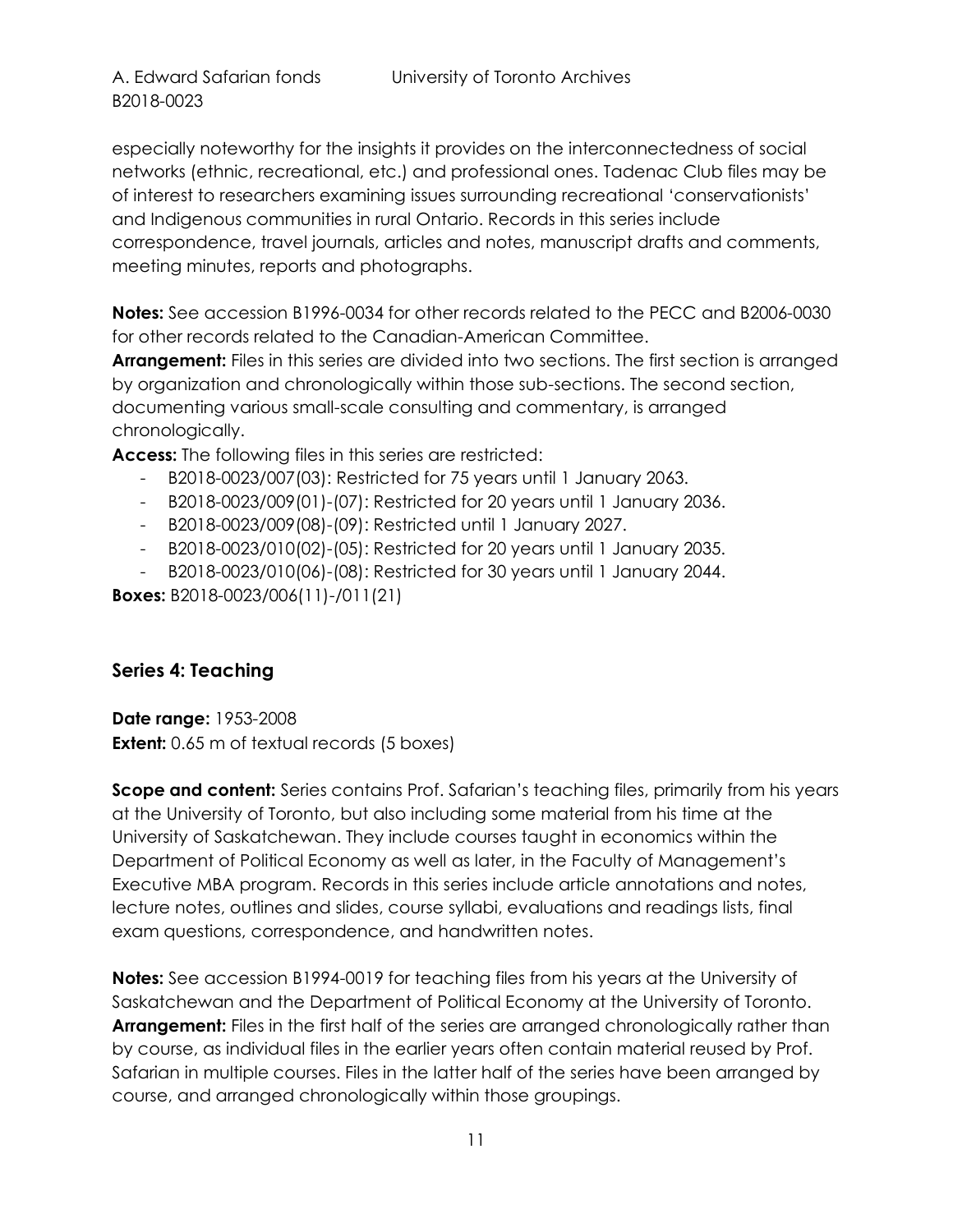especially noteworthy for the insights it provides on the interconnectedness of social networks (ethnic, recreational, etc.) and professional ones. Tadenac Club files may be of interest to researchers examining issues surrounding recreational 'conservationists' and Indigenous communities in rural Ontario. Records in this series include correspondence, travel journals, articles and notes, manuscript drafts and comments, meeting minutes, reports and photographs.

**Notes:** See accession B1996-0034 for other records related to the PECC and B2006-0030 for other records related to the Canadian-American Committee.

**Arrangement:** Files in this series are divided into two sections. The first section is arranged by organization and chronologically within those sub-sections. The second section, documenting various small-scale consulting and commentary, is arranged chronologically.

**Access:** The following files in this series are restricted:

- B2018-0023/007(03): Restricted for 75 years until 1 January 2063.
- B2018-0023/009(01)-(07): Restricted for 20 years until 1 January 2036.
- B2018-0023/009(08)-(09): Restricted until 1 January 2027.
- B2018-0023/010(02)-(05): Restricted for 20 years until 1 January 2035.
- B2018-0023/010(06)-(08): Restricted for 30 years until 1 January 2044.

**Boxes:** B2018-0023/006(11)-/011(21)

## Series 4: Teaching

**Date range:** 1953-2008

**Extent:** 0.65 m of textual records (5 boxes)

**Scope and content:** Series contains Prof. Safarian's teaching files, primarily from his years at the University of Toronto, but also including some material from his time at the University of Saskatchewan. They include courses taught in economics within the Department of Political Economy as well as later, in the Faculty of Management's Executive MBA program. Records in this series include article annotations and notes, lecture notes, outlines and slides, course syllabi, evaluations and readings lists, final exam questions, correspondence, and handwritten notes.

**Notes:** See accession B1994-0019 for teaching files from his years at the University of Saskatchewan and the Department of Political Economy at the University of Toronto.

**Arrangement:** Files in the first half of the series are arranged chronologically rather than by course, as individual files in the earlier years often contain material reused by Prof. Safarian in multiple courses. Files in the latter half of the series have been arranged by course, and arranged chronologically within those groupings.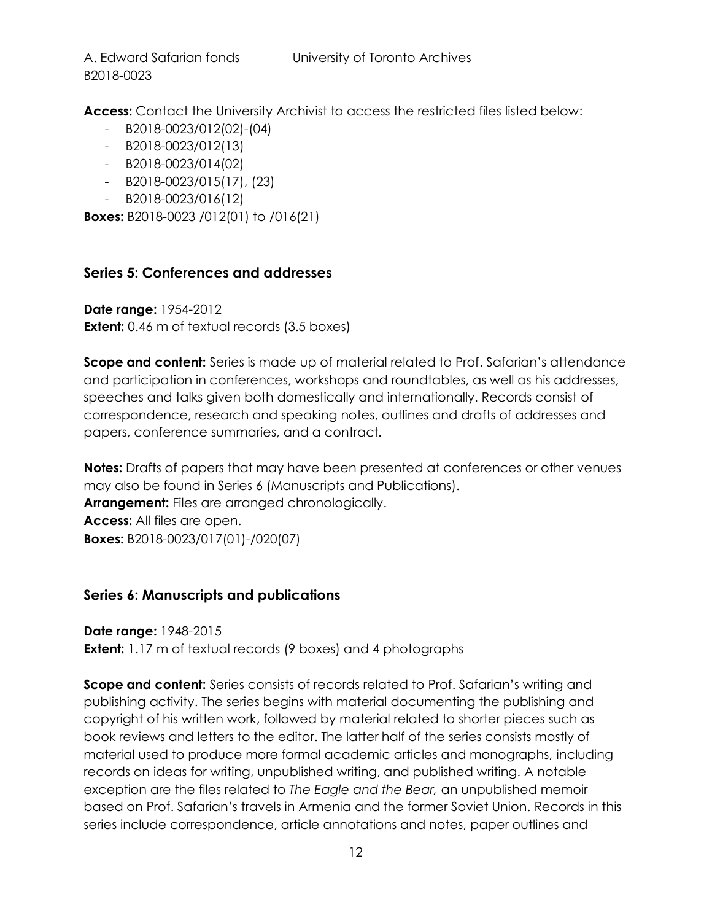**Access:** Contact the University Archivist to access the restricted files listed below:

- B2018-0023/012(02)-(04)
- B2018-0023/012(13)
- B2018-0023/014(02)
- B2018-0023/015(17), (23)
- B2018-0023/016(12)

**Boxes:** B2018-0023 /012(01) to /016(21)

## Series 5: Conferences and addresses

**Date range:** 1954-2012
**Extent:** 0.46 m of textual records (3.5 boxes)

**Scope and content:** Series is made up of material related to Prof. Safarian's attendance and participation in conferences, workshops and roundtables, as well as his addresses, speeches and talks given both domestically and internationally. Records consist of correspondence, research and speaking notes, outlines and drafts of addresses and papers, conference summaries, and a contract.

**Notes:** Drafts of papers that may have been presented at conferences or other venues may also be found in Series 6 (Manuscripts and Publications).
**Arrangement:** Files are arranged chronologically.
**Access:** All files are open.
**Boxes:** B2018-0023/017(01)-/020(07)

## Series 6: Manuscripts and publications

**Date range:** 1948-2015
**Extent:** 1.17 m of textual records (9 boxes) and 4 photographs

**Scope and content:** Series consists of records related to Prof. Safarian's writing and publishing activity. The series begins with material documenting the publishing and copyright of his written work, followed by material related to shorter pieces such as book reviews and letters to the editor. The latter half of the series consists mostly of material used to produce more formal academic articles and monographs, including records on ideas for writing, unpublished writing, and published writing. A notable exception are the files related to *The Eagle and the Bear,* an unpublished memoir based on Prof. Safarian's travels in Armenia and the former Soviet Union. Records in this series include correspondence, article annotations and notes, paper outlines and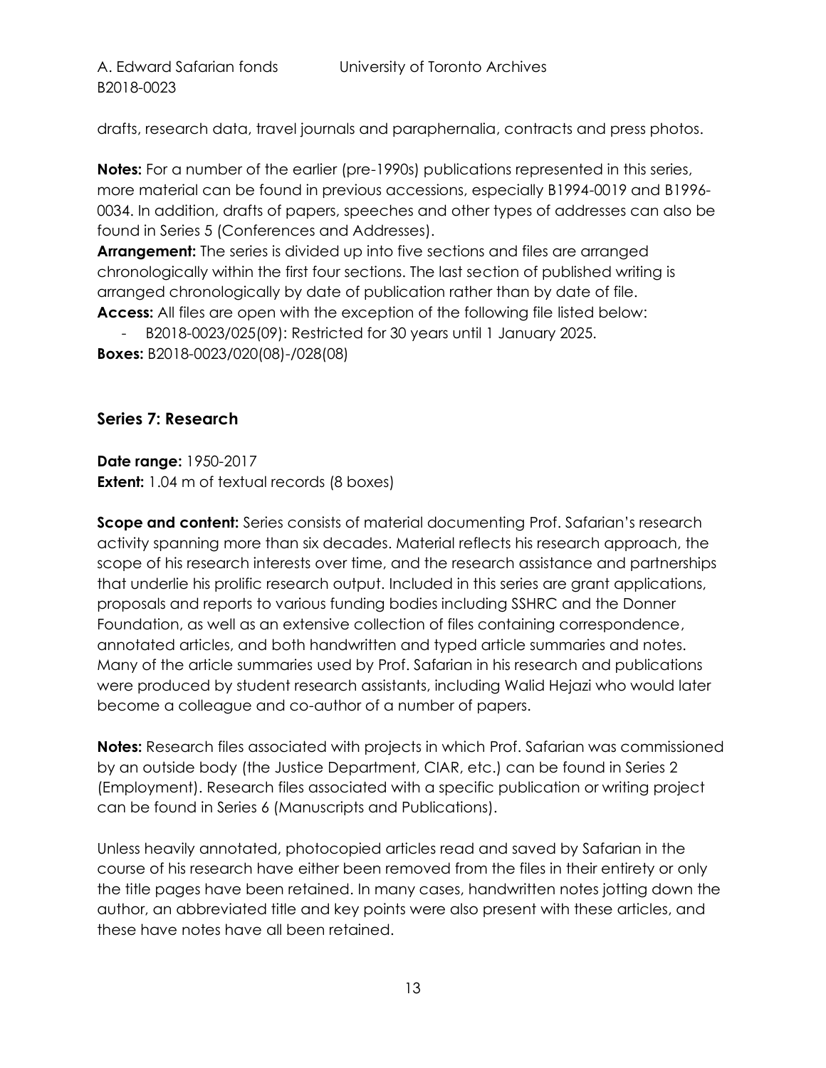drafts, research data, travel journals and paraphernalia, contracts and press photos.

**Notes:** For a number of the earlier (pre-1990s) publications represented in this series, more material can be found in previous accessions, especially B1994-0019 and B1996-0034. In addition, drafts of papers, speeches and other types of addresses can also be found in Series 5 (Conferences and Addresses).

**Arrangement:** The series is divided up into five sections and files are arranged chronologically within the first four sections. The last section of published writing is arranged chronologically by date of publication rather than by date of file.

**Access:** All files are open with the exception of the following file listed below:

- B2018-0023/025(09): Restricted for 30 years until 1 January 2025.

**Boxes:** B2018-0023/020(08)-/028(08)

## Series 7: Research

**Date range:** 1950-2017

**Extent:** 1.04 m of textual records (8 boxes)

**Scope and content:** Series consists of material documenting Prof. Safarian's research activity spanning more than six decades. Material reflects his research approach, the scope of his research interests over time, and the research assistance and partnerships that underlie his prolific research output. Included in this series are grant applications, proposals and reports to various funding bodies including SSHRC and the Donner Foundation, as well as an extensive collection of files containing correspondence, annotated articles, and both handwritten and typed article summaries and notes. Many of the article summaries used by Prof. Safarian in his research and publications were produced by student research assistants, including Walid Hejazi who would later become a colleague and co-author of a number of papers.

**Notes:** Research files associated with projects in which Prof. Safarian was commissioned by an outside body (the Justice Department, CIAR, etc.) can be found in Series 2 (Employment). Research files associated with a specific publication or writing project can be found in Series 6 (Manuscripts and Publications).

Unless heavily annotated, photocopied articles read and saved by Safarian in the course of his research have either been removed from the files in their entirety or only the title pages have been retained. In many cases, handwritten notes jotting down the author, an abbreviated title and key points were also present with these articles, and these have notes have all been retained.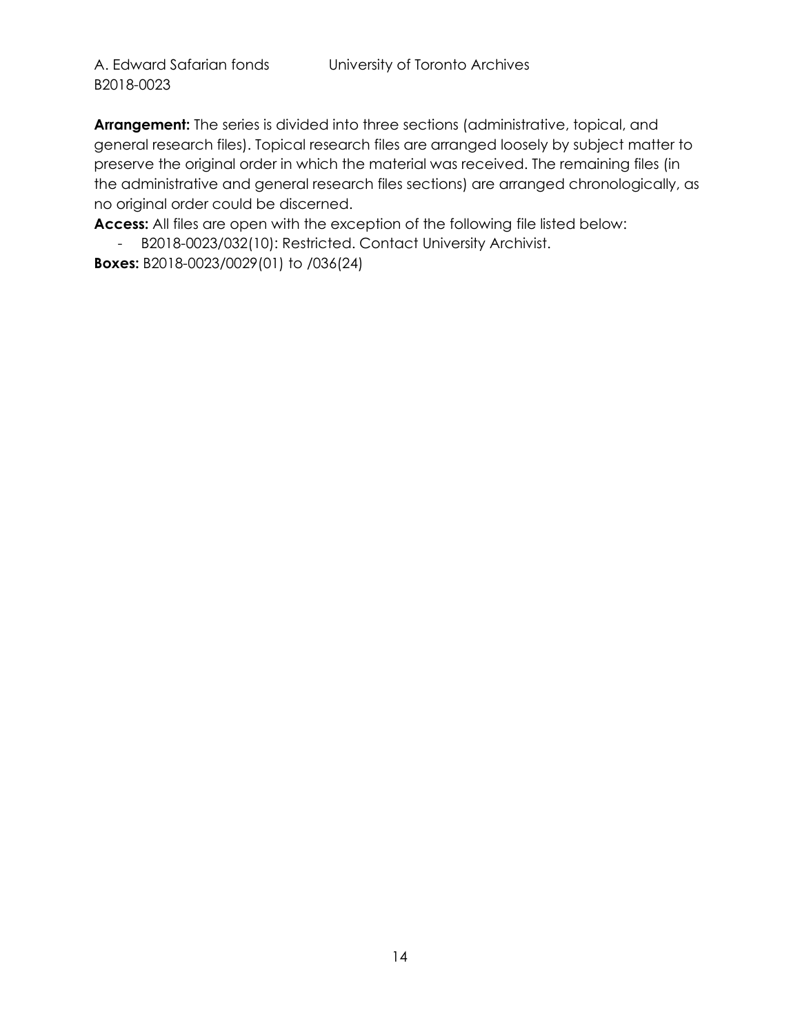**Arrangement:** The series is divided into three sections (administrative, topical, and general research files). Topical research files are arranged loosely by subject matter to preserve the original order in which the material was received. The remaining files (in the administrative and general research files sections) are arranged chronologically, as no original order could be discerned.

**Access:** All files are open with the exception of the following file listed below:

- B2018-0023/032(10): Restricted. Contact University Archivist.

**Boxes:** B2018-0023/0029(01) to /036(24)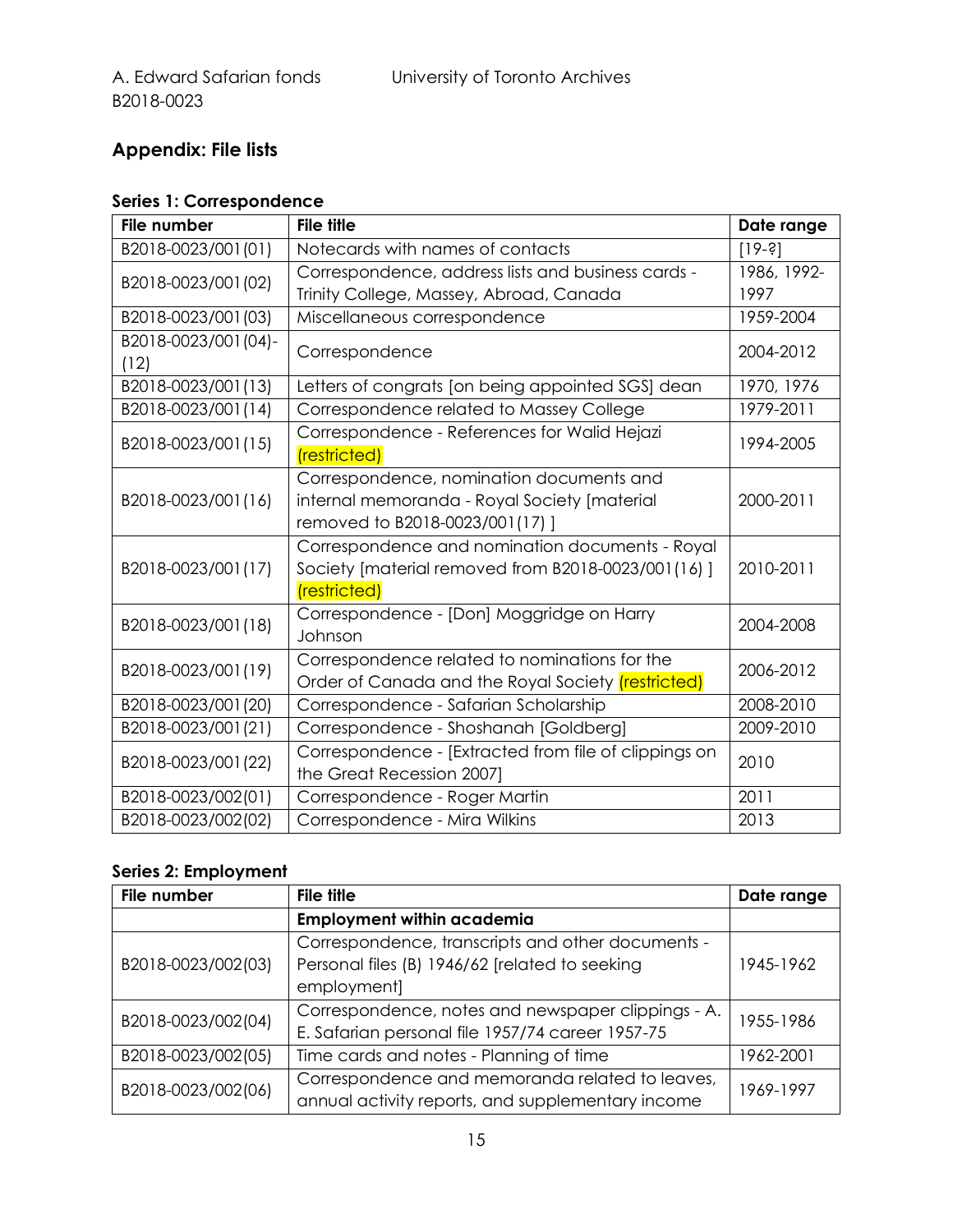## Appendix: File lists

### Series 1: Correspondence

| File number | File title | Date range |
|---|---|---|
| B2018-0023/001(01) | Notecards with names of contacts | [19-?] |
| B2018-0023/001(02) | Correspondence, address lists and business cards - Trinity College, Massey, Abroad, Canada | 1986, 1992-1997 |
| B2018-0023/001(03) | Miscellaneous correspondence | 1959-2004 |
| B2018-0023/001(04)-(12) | Correspondence | 2004-2012 |
| B2018-0023/001(13) | Letters of congrats [on being appointed SGS] dean | 1970, 1976 |
| B2018-0023/001(14) | Correspondence related to Massey College | 1979-2011 |
| B2018-0023/001(15) | Correspondence - References for Walid Hejazi (restricted) | 1994-2005 |
| B2018-0023/001(16) | Correspondence, nomination documents and internal memoranda - Royal Society [material removed to B2018-0023/001(17) ] | 2000-2011 |
| B2018-0023/001(17) | Correspondence and nomination documents - Royal Society [material removed from B2018-0023/001(16) ] (restricted) | 2010-2011 |
| B2018-0023/001(18) | Correspondence - [Don] Moggridge on Harry Johnson | 2004-2008 |
| B2018-0023/001(19) | Correspondence related to nominations for the Order of Canada and the Royal Society (restricted) | 2006-2012 |
| B2018-0023/001(20) | Correspondence - Safarian Scholarship | 2008-2010 |
| B2018-0023/001(21) | Correspondence - Shoshanah [Goldberg] | 2009-2010 |
| B2018-0023/001(22) | Correspondence - [Extracted from file of clippings on the Great Recession 2007] | 2010 |
| B2018-0023/002(01) | Correspondence - Roger Martin | 2011 |
| B2018-0023/002(02) | Correspondence - Mira Wilkins | 2013 |

### Series 2: Employment

| File number | File title | Date range |
|---|---|---|
| | **Employment within academia** | |
| B2018-0023/002(03) | Correspondence, transcripts and other documents - Personal files (B) 1946/62 [related to seeking employment] | 1945-1962 |
| B2018-0023/002(04) | Correspondence, notes and newspaper clippings - A. E. Safarian personal file 1957/74 career 1957-75 | 1955-1986 |
| B2018-0023/002(05) | Time cards and notes - Planning of time | 1962-2001 |
| B2018-0023/002(06) | Correspondence and memoranda related to leaves, annual activity reports, and supplementary income | 1969-1997 |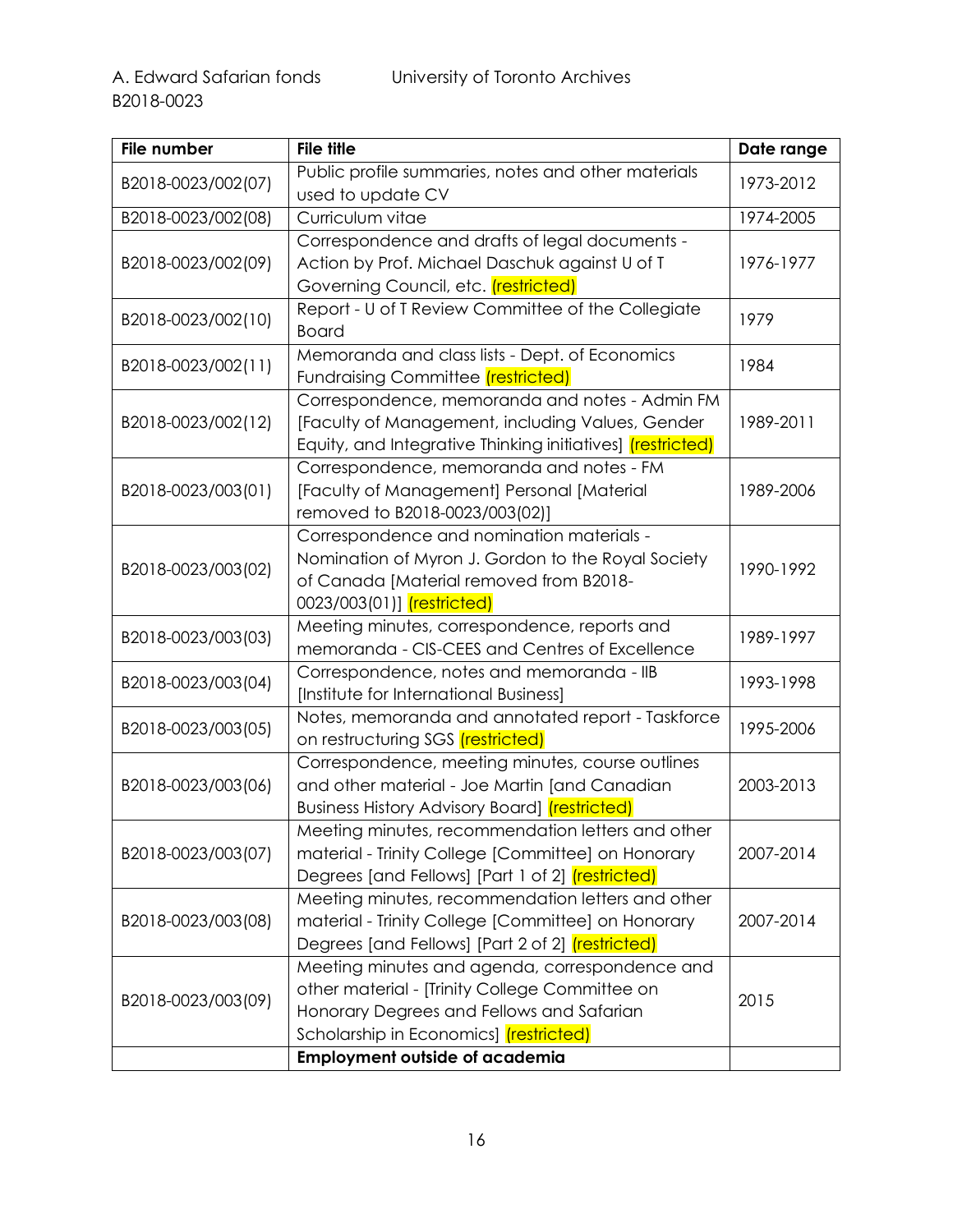| File number | File title | Date range |
| --- | --- | --- |
| B2018-0023/002(07) | Public profile summaries, notes and other materials used to update CV | 1973-2012 |
| B2018-0023/002(08) | Curriculum vitae | 1974-2005 |
| B2018-0023/002(09) | Correspondence and drafts of legal documents - Action by Prof. Michael Daschuk against U of T Governing Council, etc. (restricted) | 1976-1977 |
| B2018-0023/002(10) | Report - U of T Review Committee of the Collegiate Board | 1979 |
| B2018-0023/002(11) | Memoranda and class lists - Dept. of Economics Fundraising Committee (restricted) | 1984 |
| B2018-0023/002(12) | Correspondence, memoranda and notes - Admin FM [Faculty of Management, including Values, Gender Equity, and Integrative Thinking initiatives] (restricted) | 1989-2011 |
| B2018-0023/003(01) | Correspondence, memoranda and notes - FM [Faculty of Management] Personal [Material removed to B2018-0023/003(02)] | 1989-2006 |
| B2018-0023/003(02) | Correspondence and nomination materials - Nomination of Myron J. Gordon to the Royal Society of Canada [Material removed from B2018-0023/003(01)] (restricted) | 1990-1992 |
| B2018-0023/003(03) | Meeting minutes, correspondence, reports and memoranda - CIS-CEES and Centres of Excellence | 1989-1997 |
| B2018-0023/003(04) | Correspondence, notes and memoranda - IIB [Institute for International Business] | 1993-1998 |
| B2018-0023/003(05) | Notes, memoranda and annotated report - Taskforce on restructuring SGS (restricted) | 1995-2006 |
| B2018-0023/003(06) | Correspondence, meeting minutes, course outlines and other material - Joe Martin [and Canadian Business History Advisory Board] (restricted) | 2003-2013 |
| B2018-0023/003(07) | Meeting minutes, recommendation letters and other material - Trinity College [Committee] on Honorary Degrees [and Fellows] [Part 1 of 2] (restricted) | 2007-2014 |
| B2018-0023/003(08) | Meeting minutes, recommendation letters and other material - Trinity College [Committee] on Honorary Degrees [and Fellows] [Part 2 of 2] (restricted) | 2007-2014 |
| B2018-0023/003(09) | Meeting minutes and agenda, correspondence and other material - [Trinity College Committee on Honorary Degrees and Fellows and Safarian Scholarship in Economics] (restricted) | 2015 |
| | **Employment outside of academia** | |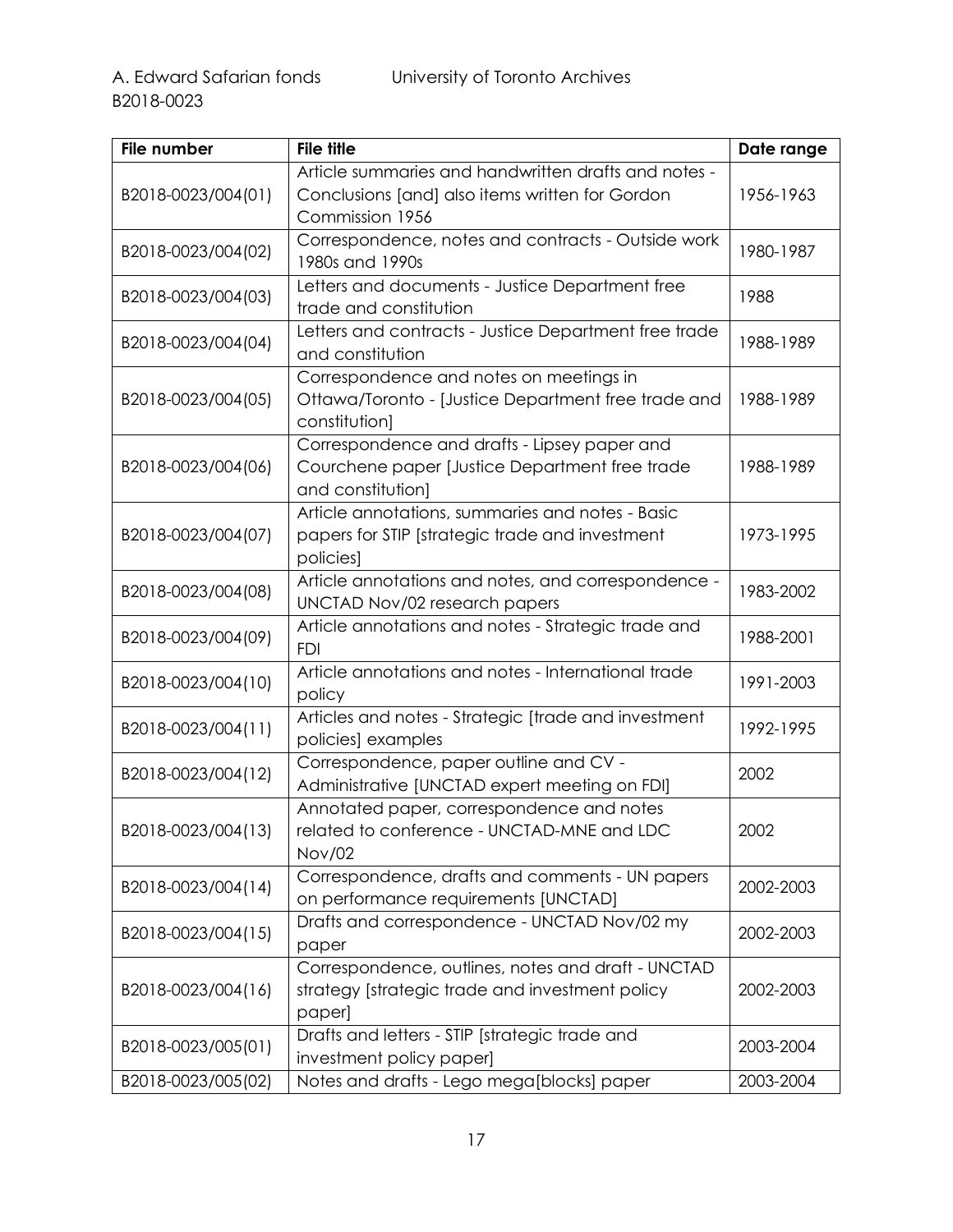| File number | File title | Date range |
| --- | --- | --- |
| B2018-0023/004(01) | Article summaries and handwritten drafts and notes - Conclusions [and] also items written for Gordon Commission 1956 | 1956-1963 |
| B2018-0023/004(02) | Correspondence, notes and contracts - Outside work 1980s and 1990s | 1980-1987 |
| B2018-0023/004(03) | Letters and documents - Justice Department free trade and constitution | 1988 |
| B2018-0023/004(04) | Letters and contracts - Justice Department free trade and constitution | 1988-1989 |
| B2018-0023/004(05) | Correspondence and notes on meetings in Ottawa/Toronto - [Justice Department free trade and constitution] | 1988-1989 |
| B2018-0023/004(06) | Correspondence and drafts - Lipsey paper and Courchene paper [Justice Department free trade and constitution] | 1988-1989 |
| B2018-0023/004(07) | Article annotations, summaries and notes - Basic papers for STIP [strategic trade and investment policies] | 1973-1995 |
| B2018-0023/004(08) | Article annotations and notes, and correspondence - UNCTAD Nov/02 research papers | 1983-2002 |
| B2018-0023/004(09) | Article annotations and notes - Strategic trade and FDI | 1988-2001 |
| B2018-0023/004(10) | Article annotations and notes - International trade policy | 1991-2003 |
| B2018-0023/004(11) | Articles and notes - Strategic [trade and investment policies] examples | 1992-1995 |
| B2018-0023/004(12) | Correspondence, paper outline and CV - Administrative [UNCTAD expert meeting on FDI] | 2002 |
| B2018-0023/004(13) | Annotated paper, correspondence and notes related to conference - UNCTAD-MNE and LDC Nov/02 | 2002 |
| B2018-0023/004(14) | Correspondence, drafts and comments - UN papers on performance requirements [UNCTAD] | 2002-2003 |
| B2018-0023/004(15) | Drafts and correspondence - UNCTAD Nov/02 my paper | 2002-2003 |
| B2018-0023/004(16) | Correspondence, outlines, notes and draft - UNCTAD strategy [strategic trade and investment policy paper] | 2002-2003 |
| B2018-0023/005(01) | Drafts and letters - STIP [strategic trade and investment policy paper] | 2003-2004 |
| B2018-0023/005(02) | Notes and drafts - Lego mega[blocks] paper | 2003-2004 |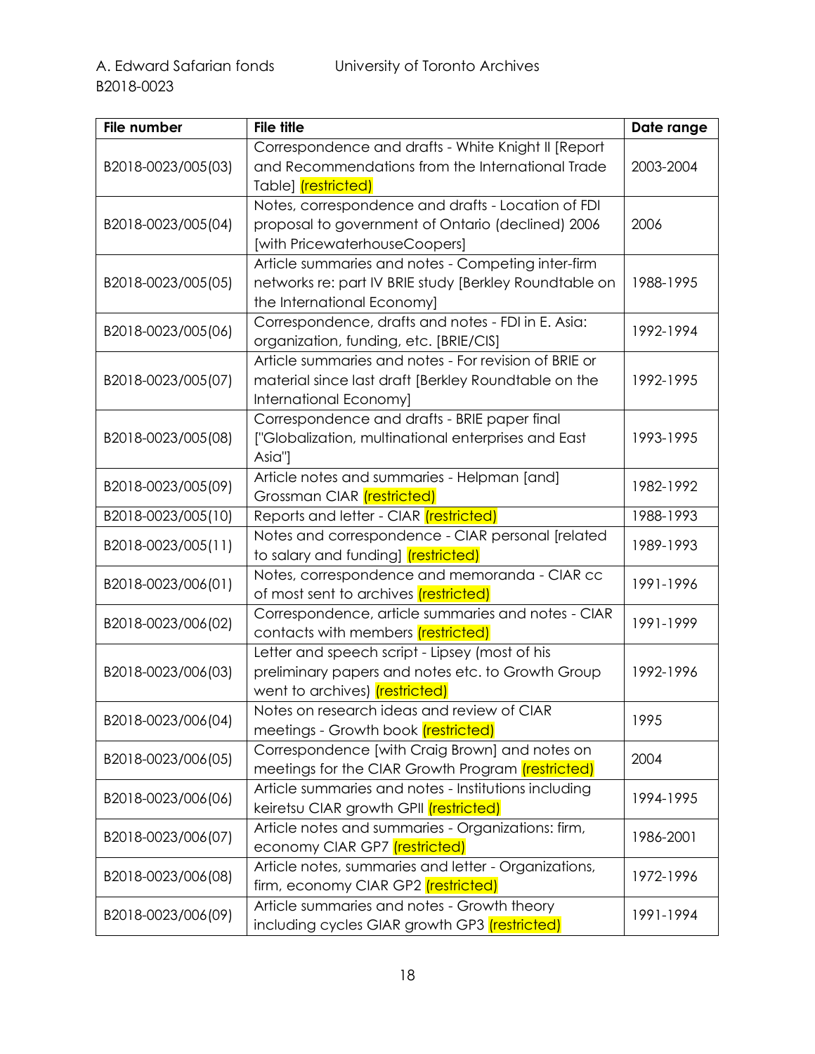| File number | File title | Date range |
|---|---|---|
| B2018-0023/005(03) | Correspondence and drafts - White Knight II [Report and Recommendations from the International Trade Table] (restricted) | 2003-2004 |
| B2018-0023/005(04) | Notes, correspondence and drafts - Location of FDI proposal to government of Ontario (declined) 2006 [with PricewaterhouseCoopers] | 2006 |
| B2018-0023/005(05) | Article summaries and notes - Competing inter-firm networks re: part IV BRIE study [Berkley Roundtable on the International Economy] | 1988-1995 |
| B2018-0023/005(06) | Correspondence, drafts and notes - FDI in E. Asia: organization, funding, etc. [BRIE/CIS] | 1992-1994 |
| B2018-0023/005(07) | Article summaries and notes - For revision of BRIE or material since last draft [Berkley Roundtable on the International Economy] | 1992-1995 |
| B2018-0023/005(08) | Correspondence and drafts - BRIE paper final ["Globalization, multinational enterprises and East Asia"] | 1993-1995 |
| B2018-0023/005(09) | Article notes and summaries - Helpman [and] Grossman CIAR (restricted) | 1982-1992 |
| B2018-0023/005(10) | Reports and letter - CIAR (restricted) | 1988-1993 |
| B2018-0023/005(11) | Notes and correspondence - CIAR personal [related to salary and funding] (restricted) | 1989-1993 |
| B2018-0023/006(01) | Notes, correspondence and memoranda - CIAR cc of most sent to archives (restricted) | 1991-1996 |
| B2018-0023/006(02) | Correspondence, article summaries and notes - CIAR contacts with members (restricted) | 1991-1999 |
| B2018-0023/006(03) | Letter and speech script - Lipsey (most of his preliminary papers and notes etc. to Growth Group went to archives) (restricted) | 1992-1996 |
| B2018-0023/006(04) | Notes on research ideas and review of CIAR meetings - Growth book (restricted) | 1995 |
| B2018-0023/006(05) | Correspondence [with Craig Brown] and notes on meetings for the CIAR Growth Program (restricted) | 2004 |
| B2018-0023/006(06) | Article summaries and notes - Institutions including keiretsu CIAR growth GPII (restricted) | 1994-1995 |
| B2018-0023/006(07) | Article notes and summaries - Organizations: firm, economy CIAR GP7 (restricted) | 1986-2001 |
| B2018-0023/006(08) | Article notes, summaries and letter - Organizations, firm, economy CIAR GP2 (restricted) | 1972-1996 |
| B2018-0023/006(09) | Article summaries and notes - Growth theory including cycles GIAR growth GP3 (restricted) | 1991-1994 |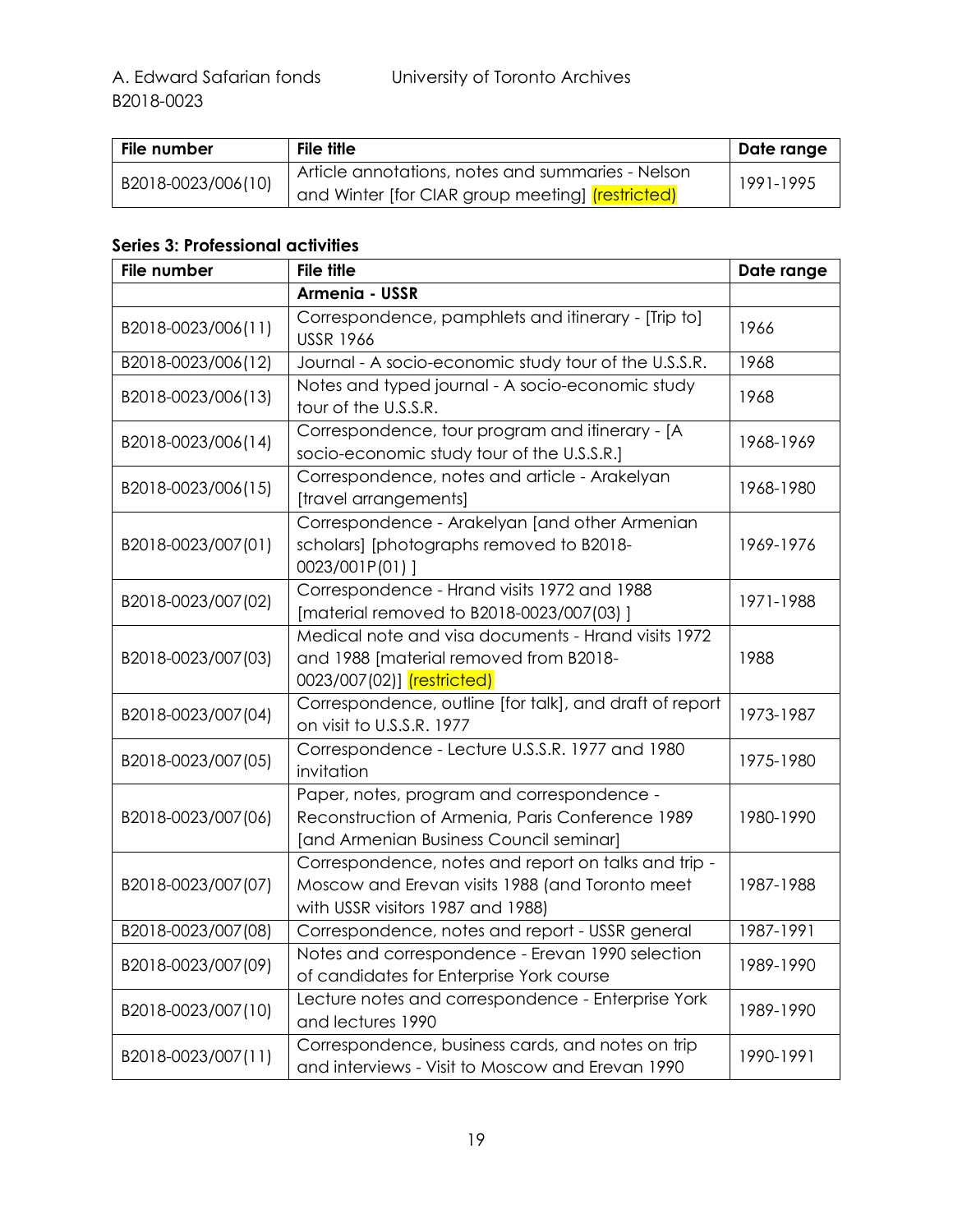| File number | File title | Date range |
| --- | --- | --- |
| B2018-0023/006(10) | Article annotations, notes and summaries - Nelson and Winter [for CIAR group meeting] (restricted) | 1991-1995 |

### Series 3: Professional activities

| File number | File title | Date range |
| --- | --- | --- |
| | **Armenia - USSR** | |
| B2018-0023/006(11) | Correspondence, pamphlets and itinerary - [Trip to] USSR 1966 | 1966 |
| B2018-0023/006(12) | Journal - A socio-economic study tour of the U.S.S.R. | 1968 |
| B2018-0023/006(13) | Notes and typed journal - A socio-economic study tour of the U.S.S.R. | 1968 |
| B2018-0023/006(14) | Correspondence, tour program and itinerary - [A socio-economic study tour of the U.S.S.R.] | 1968-1969 |
| B2018-0023/006(15) | Correspondence, notes and article - Arakelyan [travel arrangements] | 1968-1980 |
| B2018-0023/007(01) | Correspondence - Arakelyan [and other Armenian scholars] [photographs removed to B2018-0023/001P(01) ] | 1969-1976 |
| B2018-0023/007(02) | Correspondence - Hrand visits 1972 and 1988 [material removed to B2018-0023/007(03) ] | 1971-1988 |
| B2018-0023/007(03) | Medical note and visa documents - Hrand visits 1972 and 1988 [material removed from B2018-0023/007(02)] (restricted) | 1988 |
| B2018-0023/007(04) | Correspondence, outline [for talk], and draft of report on visit to U.S.S.R. 1977 | 1973-1987 |
| B2018-0023/007(05) | Correspondence - Lecture U.S.S.R. 1977 and 1980 invitation | 1975-1980 |
| B2018-0023/007(06) | Paper, notes, program and correspondence - Reconstruction of Armenia, Paris Conference 1989 [and Armenian Business Council seminar] | 1980-1990 |
| B2018-0023/007(07) | Correspondence, notes and report on talks and trip - Moscow and Erevan visits 1988 (and Toronto meet with USSR visitors 1987 and 1988) | 1987-1988 |
| B2018-0023/007(08) | Correspondence, notes and report - USSR general | 1987-1991 |
| B2018-0023/007(09) | Notes and correspondence - Erevan 1990 selection of candidates for Enterprise York course | 1989-1990 |
| B2018-0023/007(10) | Lecture notes and correspondence - Enterprise York and lectures 1990 | 1989-1990 |
| B2018-0023/007(11) | Correspondence, business cards, and notes on trip and interviews - Visit to Moscow and Erevan 1990 | 1990-1991 |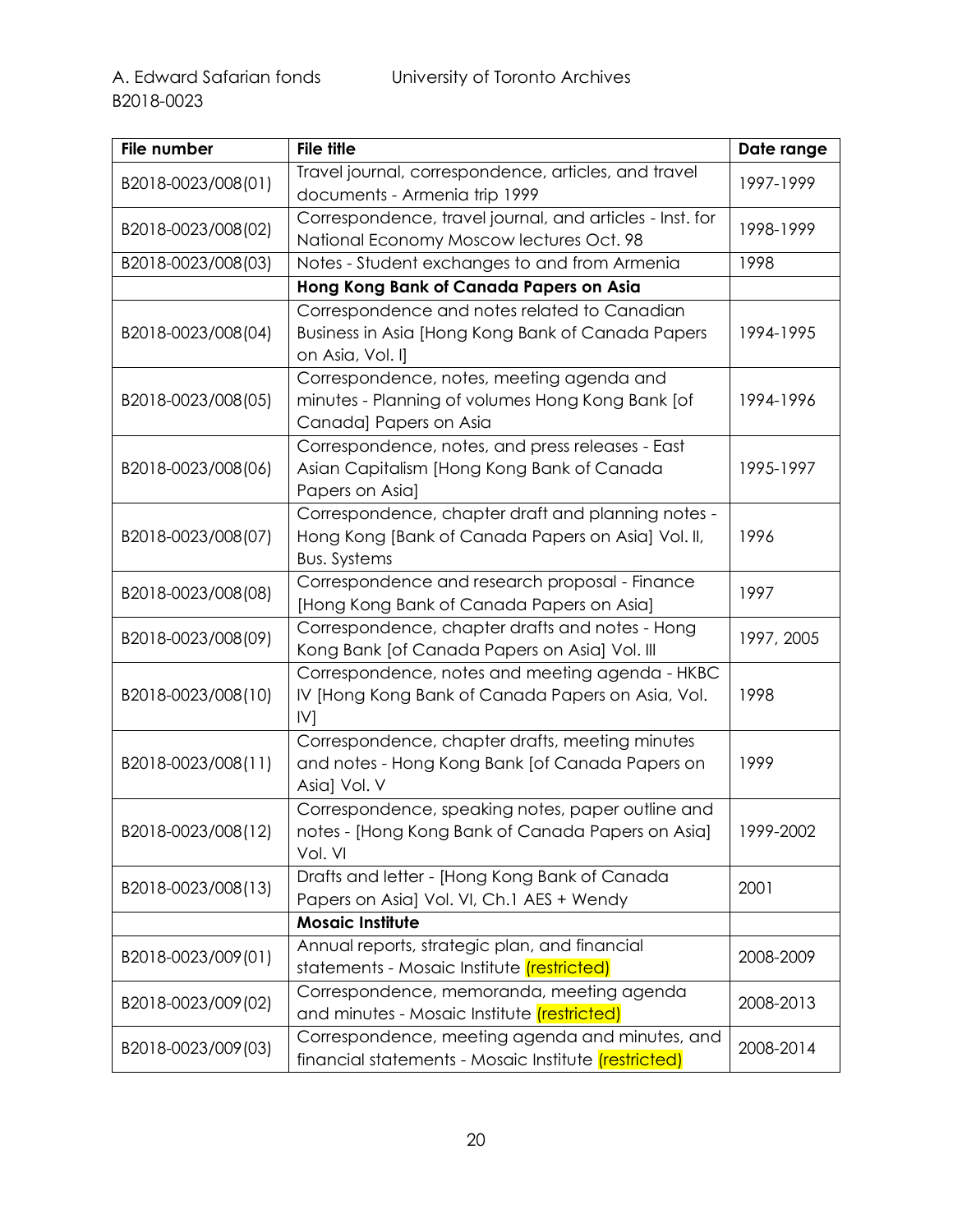| File number | File title | Date range |
| --- | --- | --- |
| B2018-0023/008(01) | Travel journal, correspondence, articles, and travel documents - Armenia trip 1999 | 1997-1999 |
| B2018-0023/008(02) | Correspondence, travel journal, and articles - Inst. for National Economy Moscow lectures Oct. 98 | 1998-1999 |
| B2018-0023/008(03) | Notes - Student exchanges to and from Armenia | 1998 |
| | **Hong Kong Bank of Canada Papers on Asia** | |
| B2018-0023/008(04) | Correspondence and notes related to Canadian Business in Asia [Hong Kong Bank of Canada Papers on Asia, Vol. I] | 1994-1995 |
| B2018-0023/008(05) | Correspondence, notes, meeting agenda and minutes - Planning of volumes Hong Kong Bank [of Canada] Papers on Asia | 1994-1996 |
| B2018-0023/008(06) | Correspondence, notes, and press releases - East Asian Capitalism [Hong Kong Bank of Canada Papers on Asia] | 1995-1997 |
| B2018-0023/008(07) | Correspondence, chapter draft and planning notes - Hong Kong [Bank of Canada Papers on Asia] Vol. II, Bus. Systems | 1996 |
| B2018-0023/008(08) | Correspondence and research proposal - Finance [Hong Kong Bank of Canada Papers on Asia] | 1997 |
| B2018-0023/008(09) | Correspondence, chapter drafts and notes - Hong Kong Bank [of Canada Papers on Asia] Vol. III | 1997, 2005 |
| B2018-0023/008(10) | Correspondence, notes and meeting agenda - HKBC IV [Hong Kong Bank of Canada Papers on Asia, Vol. IV] | 1998 |
| B2018-0023/008(11) | Correspondence, chapter drafts, meeting minutes and notes - Hong Kong Bank [of Canada Papers on Asia] Vol. V | 1999 |
| B2018-0023/008(12) | Correspondence, speaking notes, paper outline and notes - [Hong Kong Bank of Canada Papers on Asia] Vol. VI | 1999-2002 |
| B2018-0023/008(13) | Drafts and letter - [Hong Kong Bank of Canada Papers on Asia] Vol. VI, Ch.1 AES + Wendy | 2001 |
| | **Mosaic Institute** | |
| B2018-0023/009(01) | Annual reports, strategic plan, and financial statements - Mosaic Institute (restricted) | 2008-2009 |
| B2018-0023/009(02) | Correspondence, memoranda, meeting agenda and minutes - Mosaic Institute (restricted) | 2008-2013 |
| B2018-0023/009(03) | Correspondence, meeting agenda and minutes, and financial statements - Mosaic Institute (restricted) | 2008-2014 |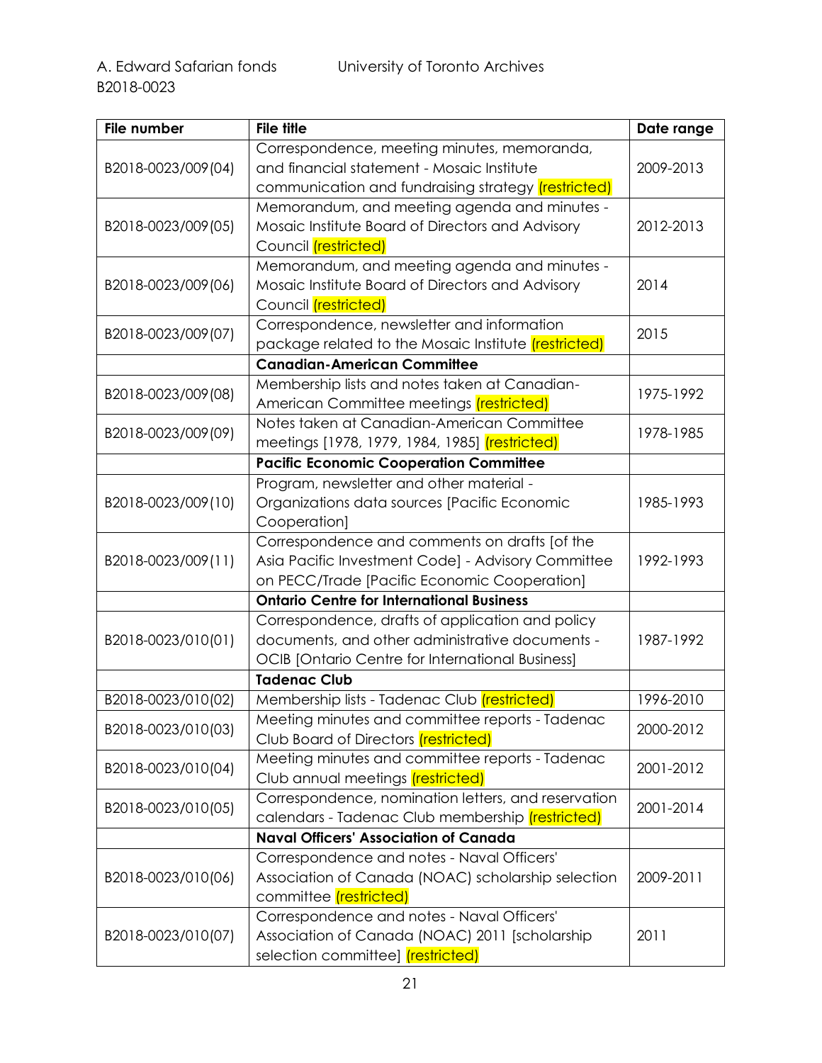| File number | File title | Date range |
|---|---|---|
| B2018-0023/009(04) | Correspondence, meeting minutes, memoranda, and financial statement - Mosaic Institute communication and fundraising strategy (restricted) | 2009-2013 |
| B2018-0023/009(05) | Memorandum, and meeting agenda and minutes - Mosaic Institute Board of Directors and Advisory Council (restricted) | 2012-2013 |
| B2018-0023/009(06) | Memorandum, and meeting agenda and minutes - Mosaic Institute Board of Directors and Advisory Council (restricted) | 2014 |
| B2018-0023/009(07) | Correspondence, newsletter and information package related to the Mosaic Institute (restricted) | 2015 |
| | **Canadian-American Committee** | |
| B2018-0023/009(08) | Membership lists and notes taken at Canadian-American Committee meetings (restricted) | 1975-1992 |
| B2018-0023/009(09) | Notes taken at Canadian-American Committee meetings [1978, 1979, 1984, 1985] (restricted) | 1978-1985 |
| | **Pacific Economic Cooperation Committee** | |
| B2018-0023/009(10) | Program, newsletter and other material - Organizations data sources [Pacific Economic Cooperation] | 1985-1993 |
| B2018-0023/009(11) | Correspondence and comments on drafts [of the Asia Pacific Investment Code] - Advisory Committee on PECC/Trade [Pacific Economic Cooperation] | 1992-1993 |
| | **Ontario Centre for International Business** | |
| B2018-0023/010(01) | Correspondence, drafts of application and policy documents, and other administrative documents - OCIB [Ontario Centre for International Business] | 1987-1992 |
| | **Tadenac Club** | |
| B2018-0023/010(02) | Membership lists - Tadenac Club (restricted) | 1996-2010 |
| B2018-0023/010(03) | Meeting minutes and committee reports - Tadenac Club Board of Directors (restricted) | 2000-2012 |
| B2018-0023/010(04) | Meeting minutes and committee reports - Tadenac Club annual meetings (restricted) | 2001-2012 |
| B2018-0023/010(05) | Correspondence, nomination letters, and reservation calendars - Tadenac Club membership (restricted) | 2001-2014 |
| | **Naval Officers' Association of Canada** | |
| B2018-0023/010(06) | Correspondence and notes - Naval Officers' Association of Canada (NOAC) scholarship selection committee (restricted) | 2009-2011 |
| B2018-0023/010(07) | Correspondence and notes - Naval Officers' Association of Canada (NOAC) 2011 [scholarship selection committee] (restricted) | 2011 |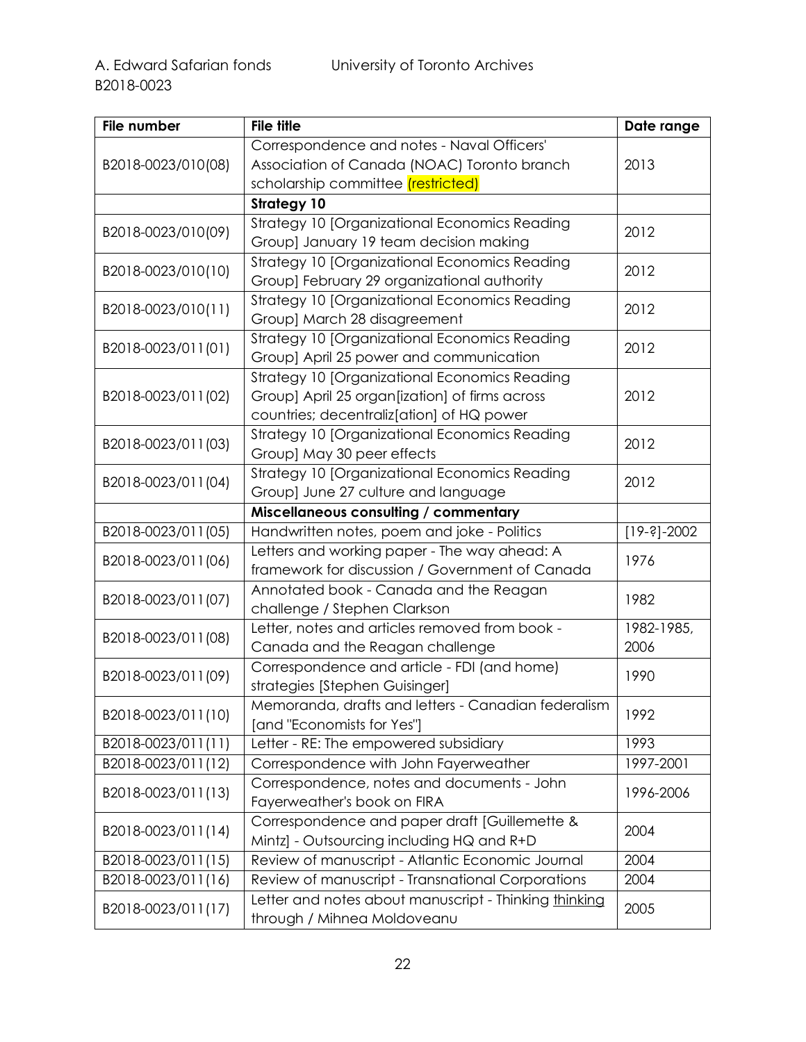| File number | File title | Date range |
|---|---|---|
| B2018-0023/010(08) | Correspondence and notes - Naval Officers' Association of Canada (NOAC) Toronto branch scholarship committee (restricted) | 2013 |
| | **Strategy 10** | |
| B2018-0023/010(09) | Strategy 10 [Organizational Economics Reading Group] January 19 team decision making | 2012 |
| B2018-0023/010(10) | Strategy 10 [Organizational Economics Reading Group] February 29 organizational authority | 2012 |
| B2018-0023/010(11) | Strategy 10 [Organizational Economics Reading Group] March 28 disagreement | 2012 |
| B2018-0023/011(01) | Strategy 10 [Organizational Economics Reading Group] April 25 power and communication | 2012 |
| B2018-0023/011(02) | Strategy 10 [Organizational Economics Reading Group] April 25 organ[ization] of firms across countries; decentraliz[ation] of HQ power | 2012 |
| B2018-0023/011(03) | Strategy 10 [Organizational Economics Reading Group] May 30 peer effects | 2012 |
| B2018-0023/011(04) | Strategy 10 [Organizational Economics Reading Group] June 27 culture and language | 2012 |
| | **Miscellaneous consulting / commentary** | |
| B2018-0023/011(05) | Handwritten notes, poem and joke - Politics | [19-?]-2002 |
| B2018-0023/011(06) | Letters and working paper - The way ahead: A framework for discussion / Government of Canada | 1976 |
| B2018-0023/011(07) | Annotated book - Canada and the Reagan challenge / Stephen Clarkson | 1982 |
| B2018-0023/011(08) | Letter, notes and articles removed from book - Canada and the Reagan challenge | 1982-1985, 2006 |
| B2018-0023/011(09) | Correspondence and article - FDI (and home) strategies [Stephen Guisinger] | 1990 |
| B2018-0023/011(10) | Memoranda, drafts and letters - Canadian federalism [and "Economists for Yes"] | 1992 |
| B2018-0023/011(11) | Letter - RE: The empowered subsidiary | 1993 |
| B2018-0023/011(12) | Correspondence with John Fayerweather | 1997-2001 |
| B2018-0023/011(13) | Correspondence, notes and documents - John Fayerweather's book on FIRA | 1996-2006 |
| B2018-0023/011(14) | Correspondence and paper draft [Guillemette & Mintz] - Outsourcing including HQ and R+D | 2004 |
| B2018-0023/011(15) | Review of manuscript - Atlantic Economic Journal | 2004 |
| B2018-0023/011(16) | Review of manuscript - Transnational Corporations | 2004 |
| B2018-0023/011(17) | Letter and notes about manuscript - Thinking thinking through / Mihnea Moldoveanu | 2005 |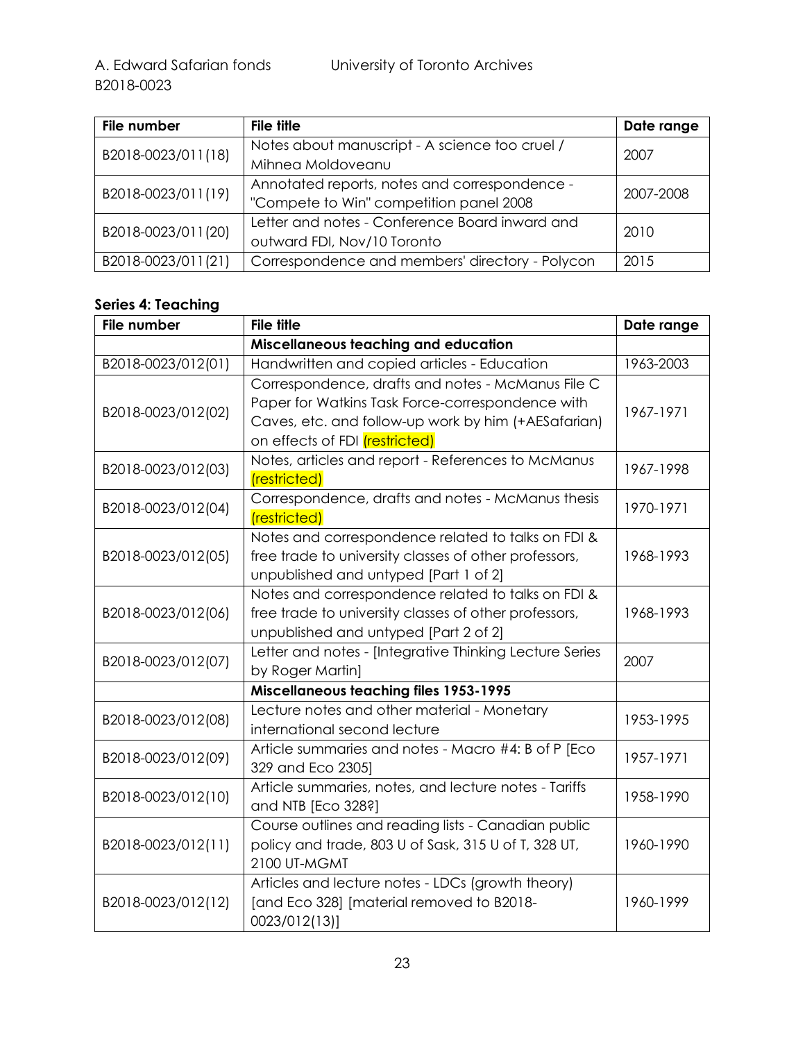| File number | File title | Date range |
|---|---|---|
| B2018-0023/011(18) | Notes about manuscript - A science too cruel / Mihnea Moldoveanu | 2007 |
| B2018-0023/011(19) | Annotated reports, notes and correspondence - "Compete to Win" competition panel 2008 | 2007-2008 |
| B2018-0023/011(20) | Letter and notes - Conference Board inward and outward FDI, Nov/10 Toronto | 2010 |
| B2018-0023/011(21) | Correspondence and members' directory - Polycon | 2015 |

### Series 4: Teaching

| File number | File title | Date range |
|---|---|---|
| | **Miscellaneous teaching and education** | |
| B2018-0023/012(01) | Handwritten and copied articles - Education | 1963-2003 |
| B2018-0023/012(02) | Correspondence, drafts and notes - McManus File C Paper for Watkins Task Force-correspondence with Caves, etc. and follow-up work by him (+AESafarian) on effects of FDI (restricted) | 1967-1971 |
| B2018-0023/012(03) | Notes, articles and report - References to McManus (restricted) | 1967-1998 |
| B2018-0023/012(04) | Correspondence, drafts and notes - McManus thesis (restricted) | 1970-1971 |
| B2018-0023/012(05) | Notes and correspondence related to talks on FDI & free trade to university classes of other professors, unpublished and untyped [Part 1 of 2] | 1968-1993 |
| B2018-0023/012(06) | Notes and correspondence related to talks on FDI & free trade to university classes of other professors, unpublished and untyped [Part 2 of 2] | 1968-1993 |
| B2018-0023/012(07) | Letter and notes - [Integrative Thinking Lecture Series by Roger Martin] | 2007 |
| | **Miscellaneous teaching files 1953-1995** | |
| B2018-0023/012(08) | Lecture notes and other material - Monetary international second lecture | 1953-1995 |
| B2018-0023/012(09) | Article summaries and notes - Macro #4: B of P [Eco 329 and Eco 2305] | 1957-1971 |
| B2018-0023/012(10) | Article summaries, notes, and lecture notes - Tariffs and NTB [Eco 328?] | 1958-1990 |
| B2018-0023/012(11) | Course outlines and reading lists - Canadian public policy and trade, 803 U of Sask, 315 U of T, 328 UT, 2100 UT-MGMT | 1960-1990 |
| B2018-0023/012(12) | Articles and lecture notes - LDCs (growth theory) [and Eco 328] [material removed to B2018-0023/012(13)] | 1960-1999 |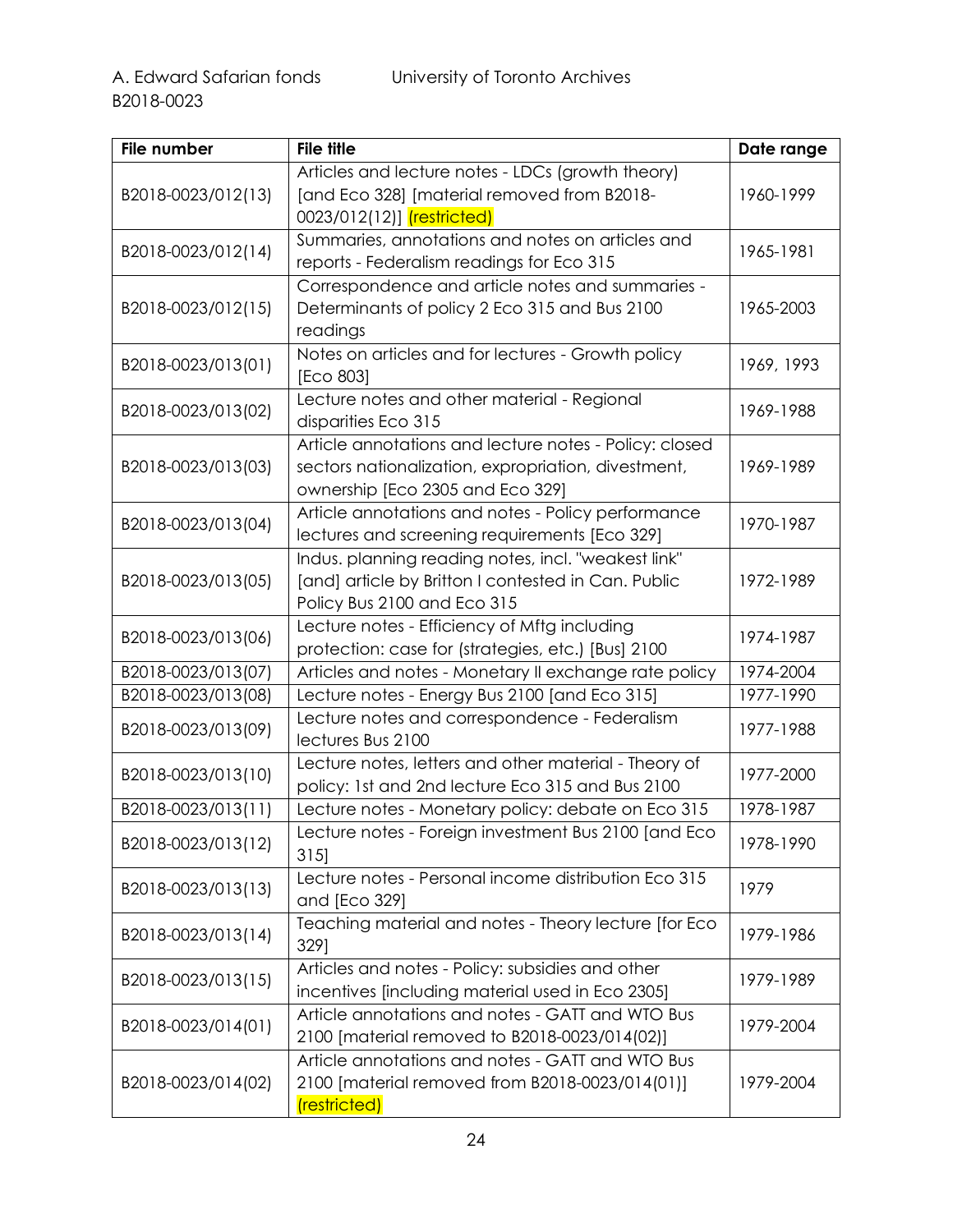| File number | File title | Date range |
|---|---|---|
| B2018-0023/012(13) | Articles and lecture notes - LDCs (growth theory) [and Eco 328] [material removed from B2018-0023/012(12)] (restricted) | 1960-1999 |
| B2018-0023/012(14) | Summaries, annotations and notes on articles and reports - Federalism readings for Eco 315 | 1965-1981 |
| B2018-0023/012(15) | Correspondence and article notes and summaries - Determinants of policy 2 Eco 315 and Bus 2100 readings | 1965-2003 |
| B2018-0023/013(01) | Notes on articles and for lectures - Growth policy [Eco 803] | 1969, 1993 |
| B2018-0023/013(02) | Lecture notes and other material - Regional disparities Eco 315 | 1969-1988 |
| B2018-0023/013(03) | Article annotations and lecture notes - Policy: closed sectors nationalization, expropriation, divestment, ownership [Eco 2305 and Eco 329] | 1969-1989 |
| B2018-0023/013(04) | Article annotations and notes - Policy performance lectures and screening requirements [Eco 329] | 1970-1987 |
| B2018-0023/013(05) | Indus. planning reading notes, incl. "weakest link" [and] article by Britton I contested in Can. Public Policy Bus 2100 and Eco 315 | 1972-1989 |
| B2018-0023/013(06) | Lecture notes - Efficiency of Mftg including protection: case for (strategies, etc.) [Bus] 2100 | 1974-1987 |
| B2018-0023/013(07) | Articles and notes - Monetary II exchange rate policy | 1974-2004 |
| B2018-0023/013(08) | Lecture notes - Energy Bus 2100 [and Eco 315] | 1977-1990 |
| B2018-0023/013(09) | Lecture notes and correspondence - Federalism lectures Bus 2100 | 1977-1988 |
| B2018-0023/013(10) | Lecture notes, letters and other material - Theory of policy: 1st and 2nd lecture Eco 315 and Bus 2100 | 1977-2000 |
| B2018-0023/013(11) | Lecture notes - Monetary policy: debate on Eco 315 | 1978-1987 |
| B2018-0023/013(12) | Lecture notes - Foreign investment Bus 2100 [and Eco 315] | 1978-1990 |
| B2018-0023/013(13) | Lecture notes - Personal income distribution Eco 315 and [Eco 329] | 1979 |
| B2018-0023/013(14) | Teaching material and notes - Theory lecture [for Eco 329] | 1979-1986 |
| B2018-0023/013(15) | Articles and notes - Policy: subsidies and other incentives [including material used in Eco 2305] | 1979-1989 |
| B2018-0023/014(01) | Article annotations and notes - GATT and WTO Bus 2100 [material removed to B2018-0023/014(02)] | 1979-2004 |
| B2018-0023/014(02) | Article annotations and notes - GATT and WTO Bus 2100 [material removed from B2018-0023/014(01)] (restricted) | 1979-2004 |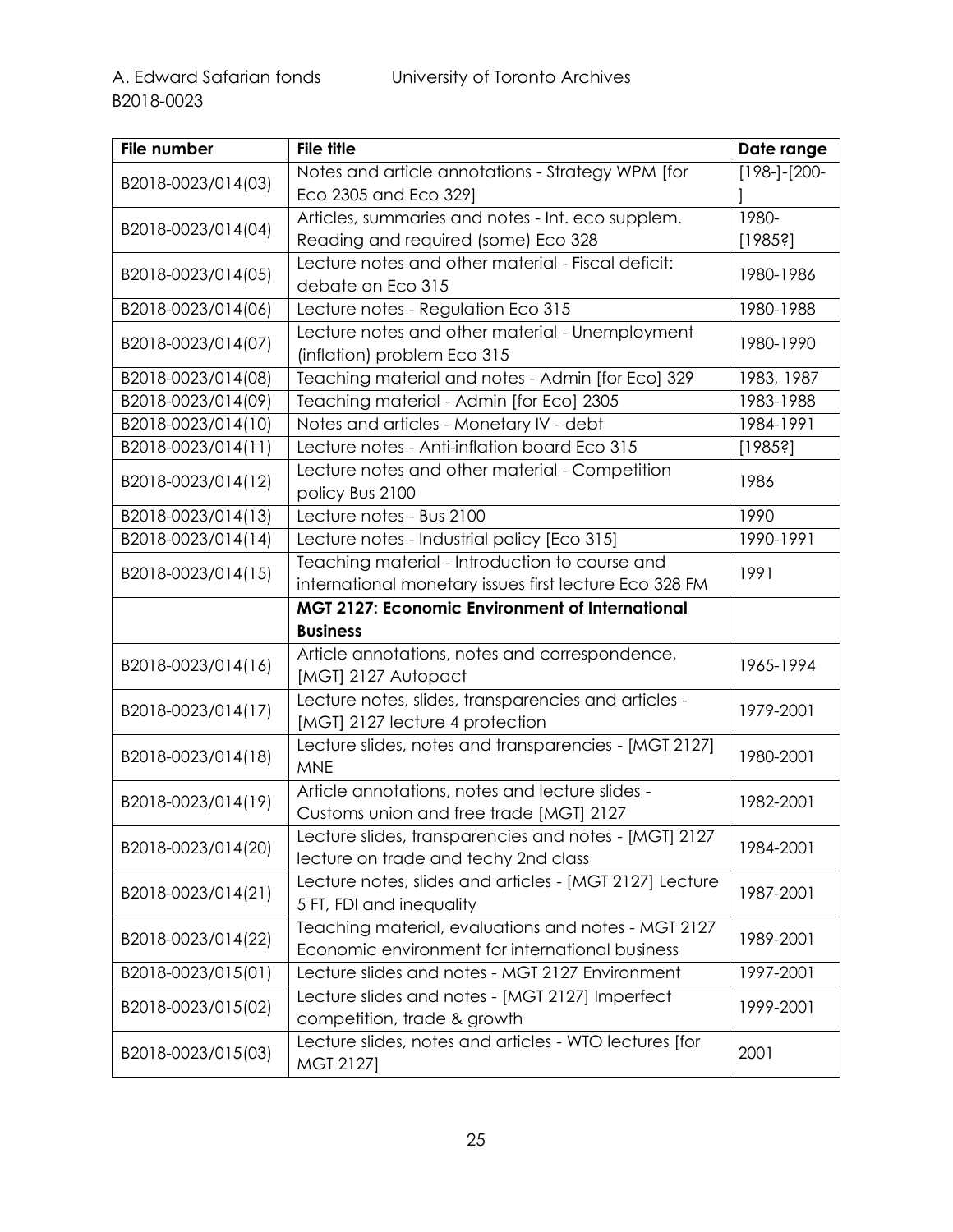| File number | File title | Date range |
|---|---|---|
| B2018-0023/014(03) | Notes and article annotations - Strategy WPM [for Eco 2305 and Eco 329] | [198-]-[200-] |
| B2018-0023/014(04) | Articles, summaries and notes - Int. eco supplem. Reading and required (some) Eco 328 | 1980-[1985?] |
| B2018-0023/014(05) | Lecture notes and other material - Fiscal deficit: debate on Eco 315 | 1980-1986 |
| B2018-0023/014(06) | Lecture notes - Regulation Eco 315 | 1980-1988 |
| B2018-0023/014(07) | Lecture notes and other material - Unemployment (inflation) problem Eco 315 | 1980-1990 |
| B2018-0023/014(08) | Teaching material and notes - Admin [for Eco] 329 | 1983, 1987 |
| B2018-0023/014(09) | Teaching material - Admin [for Eco] 2305 | 1983-1988 |
| B2018-0023/014(10) | Notes and articles - Monetary IV - debt | 1984-1991 |
| B2018-0023/014(11) | Lecture notes - Anti-inflation board Eco 315 | [1985?] |
| B2018-0023/014(12) | Lecture notes and other material - Competition policy Bus 2100 | 1986 |
| B2018-0023/014(13) | Lecture notes - Bus 2100 | 1990 |
| B2018-0023/014(14) | Lecture notes - Industrial policy [Eco 315] | 1990-1991 |
| B2018-0023/014(15) | Teaching material - Introduction to course and international monetary issues first lecture Eco 328 FM | 1991 |
| | **MGT 2127: Economic Environment of International Business** | |
| B2018-0023/014(16) | Article annotations, notes and correspondence, [MGT] 2127 Autopact | 1965-1994 |
| B2018-0023/014(17) | Lecture notes, slides, transparencies and articles - [MGT] 2127 lecture 4 protection | 1979-2001 |
| B2018-0023/014(18) | Lecture slides, notes and transparencies - [MGT 2127] MNE | 1980-2001 |
| B2018-0023/014(19) | Article annotations, notes and lecture slides - Customs union and free trade [MGT] 2127 | 1982-2001 |
| B2018-0023/014(20) | Lecture slides, transparencies and notes - [MGT] 2127 lecture on trade and techy 2nd class | 1984-2001 |
| B2018-0023/014(21) | Lecture notes, slides and articles - [MGT 2127] Lecture 5 FT, FDI and inequality | 1987-2001 |
| B2018-0023/014(22) | Teaching material, evaluations and notes - MGT 2127 Economic environment for international business | 1989-2001 |
| B2018-0023/015(01) | Lecture slides and notes - MGT 2127 Environment | 1997-2001 |
| B2018-0023/015(02) | Lecture slides and notes - [MGT 2127] Imperfect competition, trade & growth | 1999-2001 |
| B2018-0023/015(03) | Lecture slides, notes and articles - WTO lectures [for MGT 2127] | 2001 |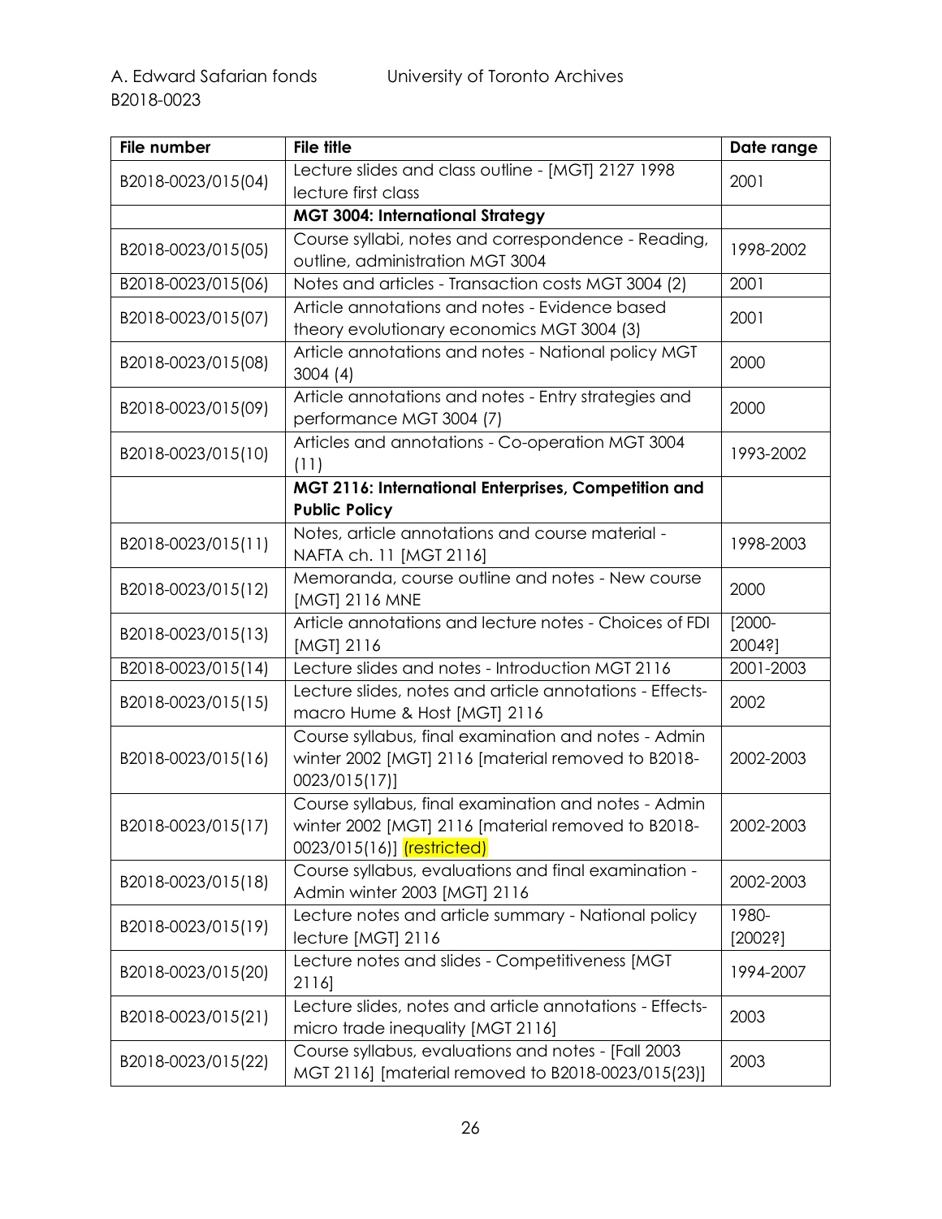| File number | File title | Date range |
|---|---|---|
| B2018-0023/015(04) | Lecture slides and class outline - [MGT] 2127 1998 lecture first class | 2001 |
| | **MGT 3004: International Strategy** | |
| B2018-0023/015(05) | Course syllabi, notes and correspondence - Reading, outline, administration MGT 3004 | 1998-2002 |
| B2018-0023/015(06) | Notes and articles - Transaction costs MGT 3004 (2) | 2001 |
| B2018-0023/015(07) | Article annotations and notes - Evidence based theory evolutionary economics MGT 3004 (3) | 2001 |
| B2018-0023/015(08) | Article annotations and notes - National policy MGT 3004 (4) | 2000 |
| B2018-0023/015(09) | Article annotations and notes - Entry strategies and performance MGT 3004 (7) | 2000 |
| B2018-0023/015(10) | Articles and annotations - Co-operation MGT 3004 (11) | 1993-2002 |
| | **MGT 2116: International Enterprises, Competition and Public Policy** | |
| B2018-0023/015(11) | Notes, article annotations and course material - NAFTA ch. 11 [MGT 2116] | 1998-2003 |
| B2018-0023/015(12) | Memoranda, course outline and notes - New course [MGT] 2116 MNE | 2000 |
| B2018-0023/015(13) | Article annotations and lecture notes - Choices of FDI [MGT] 2116 | [2000-2004?] |
| B2018-0023/015(14) | Lecture slides and notes - Introduction MGT 2116 | 2001-2003 |
| B2018-0023/015(15) | Lecture slides, notes and article annotations - Effects-macro Hume & Host [MGT] 2116 | 2002 |
| B2018-0023/015(16) | Course syllabus, final examination and notes - Admin winter 2002 [MGT] 2116 [material removed to B2018-0023/015(17)] | 2002-2003 |
| B2018-0023/015(17) | Course syllabus, final examination and notes - Admin winter 2002 [MGT] 2116 [material removed to B2018-0023/015(16)] (restricted) | 2002-2003 |
| B2018-0023/015(18) | Course syllabus, evaluations and final examination - Admin winter 2003 [MGT] 2116 | 2002-2003 |
| B2018-0023/015(19) | Lecture notes and article summary - National policy lecture [MGT] 2116 | 1980-[2002?] |
| B2018-0023/015(20) | Lecture notes and slides - Competitiveness [MGT 2116] | 1994-2007 |
| B2018-0023/015(21) | Lecture slides, notes and article annotations - Effects-micro trade inequality [MGT 2116] | 2003 |
| B2018-0023/015(22) | Course syllabus, evaluations and notes - [Fall 2003 MGT 2116] [material removed to B2018-0023/015(23)] | 2003 |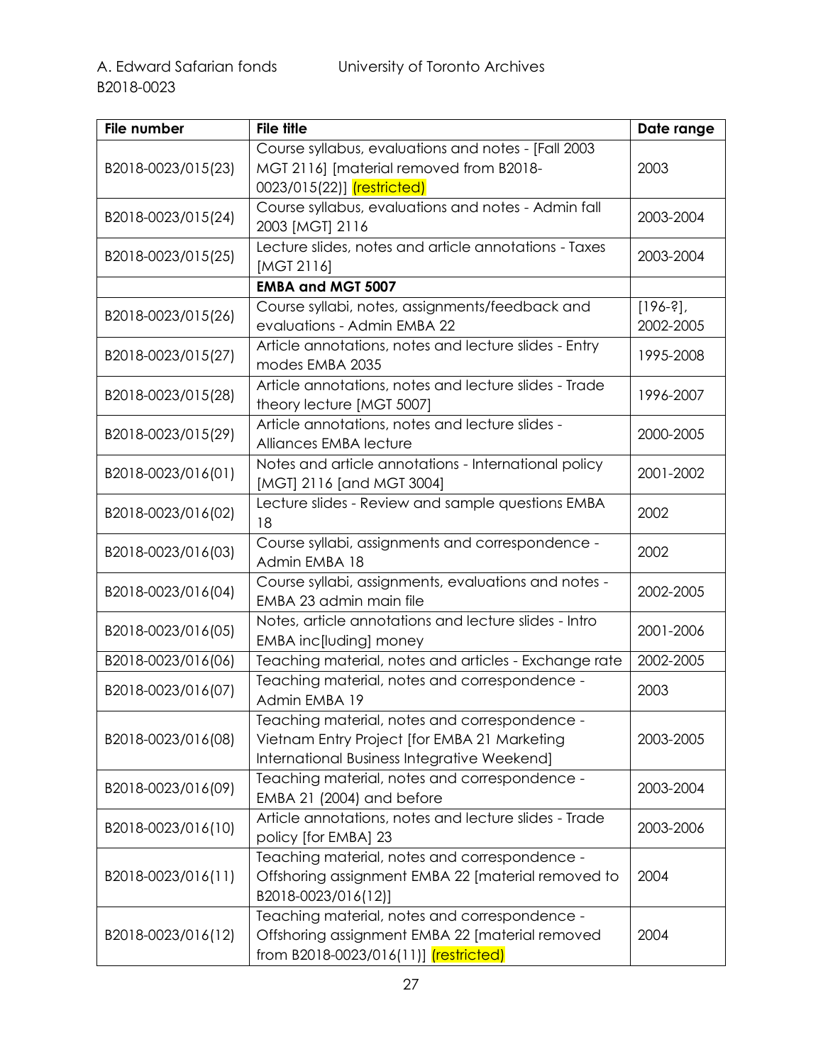| File number | File title | Date range |
|---|---|---|
| B2018-0023/015(23) | Course syllabus, evaluations and notes - [Fall 2003 MGT 2116] [material removed from B2018-0023/015(22)] (restricted) | 2003 |
| B2018-0023/015(24) | Course syllabus, evaluations and notes - Admin fall 2003 [MGT] 2116 | 2003-2004 |
| B2018-0023/015(25) | Lecture slides, notes and article annotations - Taxes [MGT 2116] | 2003-2004 |
| | **EMBA and MGT 5007** | |
| B2018-0023/015(26) | Course syllabi, notes, assignments/feedback and evaluations - Admin EMBA 22 | [196-?], 2002-2005 |
| B2018-0023/015(27) | Article annotations, notes and lecture slides - Entry modes EMBA 2035 | 1995-2008 |
| B2018-0023/015(28) | Article annotations, notes and lecture slides - Trade theory lecture [MGT 5007] | 1996-2007 |
| B2018-0023/015(29) | Article annotations, notes and lecture slides - Alliances EMBA lecture | 2000-2005 |
| B2018-0023/016(01) | Notes and article annotations - International policy [MGT] 2116 [and MGT 3004] | 2001-2002 |
| B2018-0023/016(02) | Lecture slides - Review and sample questions EMBA 18 | 2002 |
| B2018-0023/016(03) | Course syllabi, assignments and correspondence - Admin EMBA 18 | 2002 |
| B2018-0023/016(04) | Course syllabi, assignments, evaluations and notes - EMBA 23 admin main file | 2002-2005 |
| B2018-0023/016(05) | Notes, article annotations and lecture slides - Intro EMBA inc[luding] money | 2001-2006 |
| B2018-0023/016(06) | Teaching material, notes and articles - Exchange rate | 2002-2005 |
| B2018-0023/016(07) | Teaching material, notes and correspondence - Admin EMBA 19 | 2003 |
| B2018-0023/016(08) | Teaching material, notes and correspondence - Vietnam Entry Project [for EMBA 21 Marketing International Business Integrative Weekend] | 2003-2005 |
| B2018-0023/016(09) | Teaching material, notes and correspondence - EMBA 21 (2004) and before | 2003-2004 |
| B2018-0023/016(10) | Article annotations, notes and lecture slides - Trade policy [for EMBA] 23 | 2003-2006 |
| B2018-0023/016(11) | Teaching material, notes and correspondence - Offshoring assignment EMBA 22 [material removed to B2018-0023/016(12)] | 2004 |
| B2018-0023/016(12) | Teaching material, notes and correspondence - Offshoring assignment EMBA 22 [material removed from B2018-0023/016(11)] (restricted) | 2004 |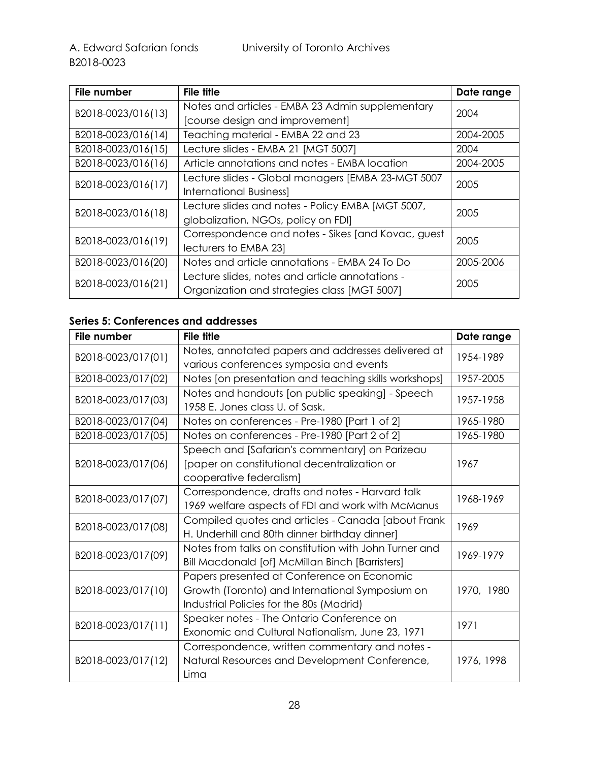| File number | File title | Date range |
| --- | --- | --- |
| B2018-0023/016(13) | Notes and articles - EMBA 23 Admin supplementary [course design and improvement] | 2004 |
| B2018-0023/016(14) | Teaching material - EMBA 22 and 23 | 2004-2005 |
| B2018-0023/016(15) | Lecture slides - EMBA 21 [MGT 5007] | 2004 |
| B2018-0023/016(16) | Article annotations and notes - EMBA location | 2004-2005 |
| B2018-0023/016(17) | Lecture slides - Global managers [EMBA 23-MGT 5007 International Business] | 2005 |
| B2018-0023/016(18) | Lecture slides and notes - Policy EMBA [MGT 5007, globalization, NGOs, policy on FDI] | 2005 |
| B2018-0023/016(19) | Correspondence and notes - Sikes [and Kovac, guest lecturers to EMBA 23] | 2005 |
| B2018-0023/016(20) | Notes and article annotations - EMBA 24 To Do | 2005-2006 |
| B2018-0023/016(21) | Lecture slides, notes and article annotations - Organization and strategies class [MGT 5007] | 2005 |

### Series 5: Conferences and addresses

| File number | File title | Date range |
| --- | --- | --- |
| B2018-0023/017(01) | Notes, annotated papers and addresses delivered at various conferences symposia and events | 1954-1989 |
| B2018-0023/017(02) | Notes [on presentation and teaching skills workshops] | 1957-2005 |
| B2018-0023/017(03) | Notes and handouts [on public speaking] - Speech 1958 E. Jones class U. of Sask. | 1957-1958 |
| B2018-0023/017(04) | Notes on conferences - Pre-1980 [Part 1 of 2] | 1965-1980 |
| B2018-0023/017(05) | Notes on conferences - Pre-1980 [Part 2 of 2] | 1965-1980 |
| B2018-0023/017(06) | Speech and [Safarian's commentary] on Parizeau [paper on constitutional decentralization or cooperative federalism] | 1967 |
| B2018-0023/017(07) | Correspondence, drafts and notes - Harvard talk 1969 welfare aspects of FDI and work with McManus | 1968-1969 |
| B2018-0023/017(08) | Compiled quotes and articles - Canada [about Frank H. Underhill and 80th dinner birthday dinner] | 1969 |
| B2018-0023/017(09) | Notes from talks on constitution with John Turner and Bill Macdonald [of] McMillan Binch [Barristers] | 1969-1979 |
| B2018-0023/017(10) | Papers presented at Conference on Economic Growth (Toronto) and International Symposium on Industrial Policies for the 80s (Madrid) | 1970, 1980 |
| B2018-0023/017(11) | Speaker notes - The Ontario Conference on Exonomic and Cultural Nationalism, June 23, 1971 | 1971 |
| B2018-0023/017(12) | Correspondence, written commentary and notes - Natural Resources and Development Conference, Lima | 1976, 1998 |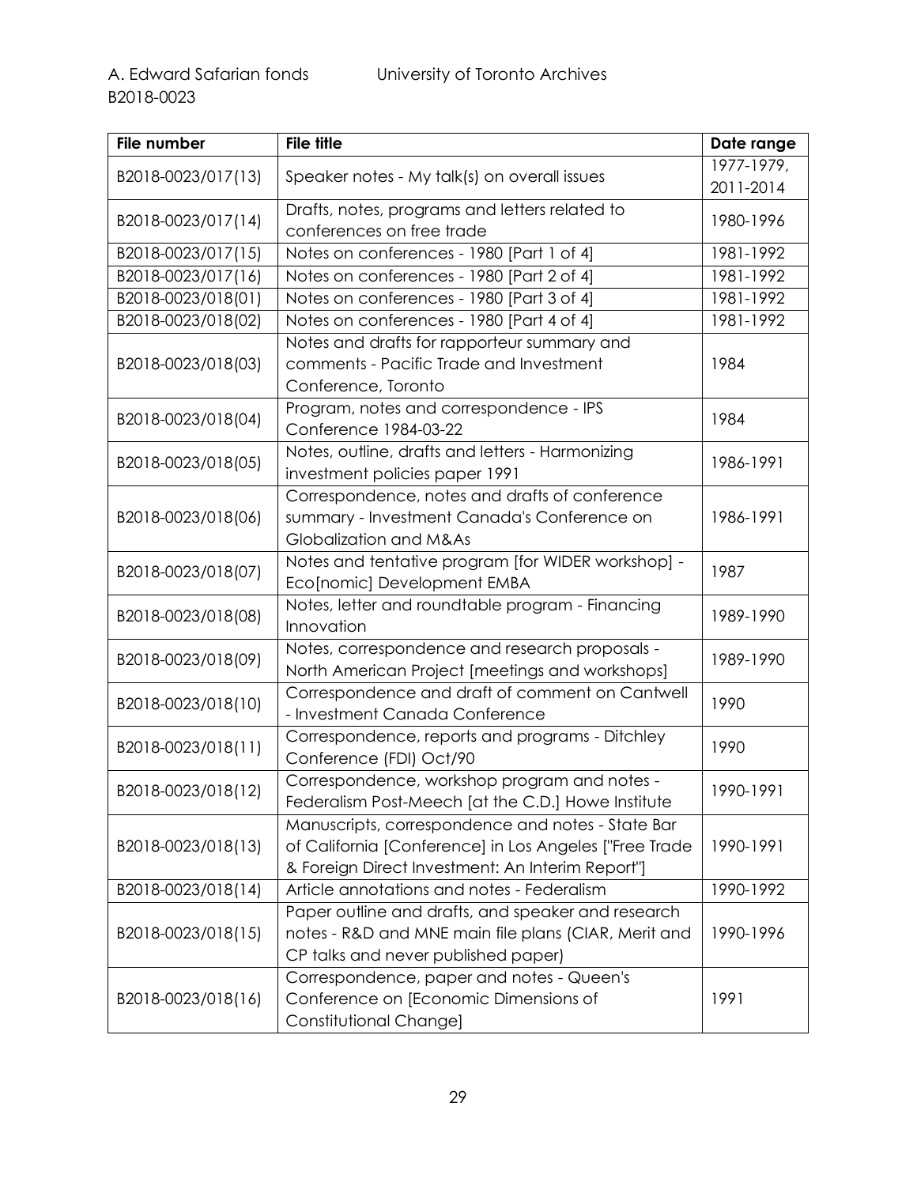| File number | File title | Date range |
| --- | --- | --- |
| B2018-0023/017(13) | Speaker notes - My talk(s) on overall issues | 1977-1979, 2011-2014 |
| B2018-0023/017(14) | Drafts, notes, programs and letters related to conferences on free trade | 1980-1996 |
| B2018-0023/017(15) | Notes on conferences - 1980 [Part 1 of 4] | 1981-1992 |
| B2018-0023/017(16) | Notes on conferences - 1980 [Part 2 of 4] | 1981-1992 |
| B2018-0023/018(01) | Notes on conferences - 1980 [Part 3 of 4] | 1981-1992 |
| B2018-0023/018(02) | Notes on conferences - 1980 [Part 4 of 4] | 1981-1992 |
| B2018-0023/018(03) | Notes and drafts for rapporteur summary and comments - Pacific Trade and Investment Conference, Toronto | 1984 |
| B2018-0023/018(04) | Program, notes and correspondence - IPS Conference 1984-03-22 | 1984 |
| B2018-0023/018(05) | Notes, outline, drafts and letters - Harmonizing investment policies paper 1991 | 1986-1991 |
| B2018-0023/018(06) | Correspondence, notes and drafts of conference summary - Investment Canada's Conference on Globalization and M&As | 1986-1991 |
| B2018-0023/018(07) | Notes and tentative program [for WIDER workshop] - Eco[nomic] Development EMBA | 1987 |
| B2018-0023/018(08) | Notes, letter and roundtable program - Financing Innovation | 1989-1990 |
| B2018-0023/018(09) | Notes, correspondence and research proposals - North American Project [meetings and workshops] | 1989-1990 |
| B2018-0023/018(10) | Correspondence and draft of comment on Cantwell - Investment Canada Conference | 1990 |
| B2018-0023/018(11) | Correspondence, reports and programs - Ditchley Conference (FDI) Oct/90 | 1990 |
| B2018-0023/018(12) | Correspondence, workshop program and notes - Federalism Post-Meech [at the C.D.] Howe Institute | 1990-1991 |
| B2018-0023/018(13) | Manuscripts, correspondence and notes - State Bar of California [Conference] in Los Angeles ["Free Trade & Foreign Direct Investment: An Interim Report"] | 1990-1991 |
| B2018-0023/018(14) | Article annotations and notes - Federalism | 1990-1992 |
| B2018-0023/018(15) | Paper outline and drafts, and speaker and research notes - R&D and MNE main file plans (CIAR, Merit and CP talks and never published paper) | 1990-1996 |
| B2018-0023/018(16) | Correspondence, paper and notes - Queen's Conference on [Economic Dimensions of Constitutional Change] | 1991 |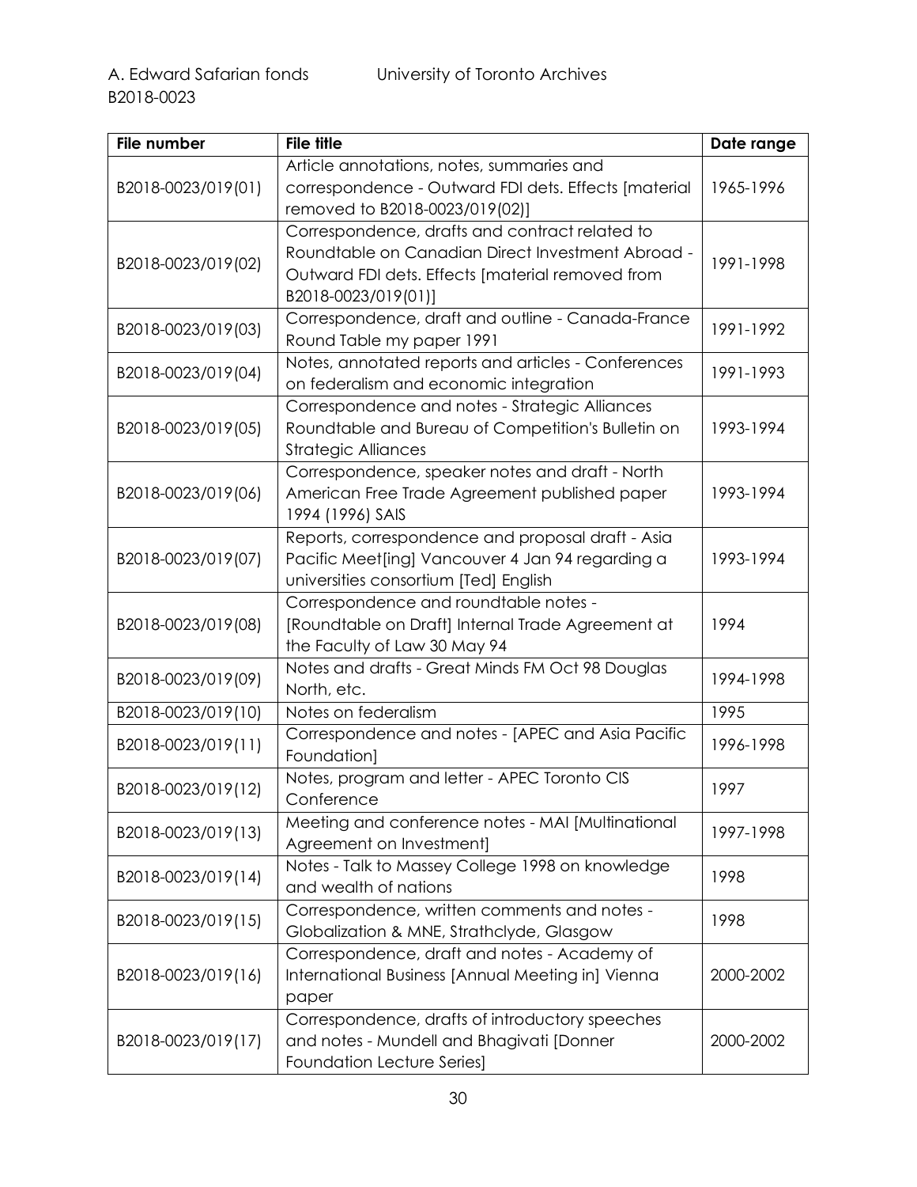| File number | File title | Date range |
| --- | --- | --- |
| B2018-0023/019(01) | Article annotations, notes, summaries and correspondence - Outward FDI dets. Effects [material removed to B2018-0023/019(02)] | 1965-1996 |
| B2018-0023/019(02) | Correspondence, drafts and contract related to Roundtable on Canadian Direct Investment Abroad - Outward FDI dets. Effects [material removed from B2018-0023/019(01)] | 1991-1998 |
| B2018-0023/019(03) | Correspondence, draft and outline - Canada-France Round Table my paper 1991 | 1991-1992 |
| B2018-0023/019(04) | Notes, annotated reports and articles - Conferences on federalism and economic integration | 1991-1993 |
| B2018-0023/019(05) | Correspondence and notes - Strategic Alliances Roundtable and Bureau of Competition's Bulletin on Strategic Alliances | 1993-1994 |
| B2018-0023/019(06) | Correspondence, speaker notes and draft - North American Free Trade Agreement published paper 1994 (1996) SAIS | 1993-1994 |
| B2018-0023/019(07) | Reports, correspondence and proposal draft - Asia Pacific Meet[ing] Vancouver 4 Jan 94 regarding a universities consortium [Ted] English | 1993-1994 |
| B2018-0023/019(08) | Correspondence and roundtable notes - [Roundtable on Draft] Internal Trade Agreement at the Faculty of Law 30 May 94 | 1994 |
| B2018-0023/019(09) | Notes and drafts - Great Minds FM Oct 98 Douglas North, etc. | 1994-1998 |
| B2018-0023/019(10) | Notes on federalism | 1995 |
| B2018-0023/019(11) | Correspondence and notes - [APEC and Asia Pacific Foundation] | 1996-1998 |
| B2018-0023/019(12) | Notes, program and letter - APEC Toronto CIS Conference | 1997 |
| B2018-0023/019(13) | Meeting and conference notes - MAI [Multinational Agreement on Investment] | 1997-1998 |
| B2018-0023/019(14) | Notes - Talk to Massey College 1998 on knowledge and wealth of nations | 1998 |
| B2018-0023/019(15) | Correspondence, written comments and notes - Globalization & MNE, Strathclyde, Glasgow | 1998 |
| B2018-0023/019(16) | Correspondence, draft and notes - Academy of International Business [Annual Meeting in] Vienna paper | 2000-2002 |
| B2018-0023/019(17) | Correspondence, drafts of introductory speeches and notes - Mundell and Bhagivati [Donner Foundation Lecture Series] | 2000-2002 |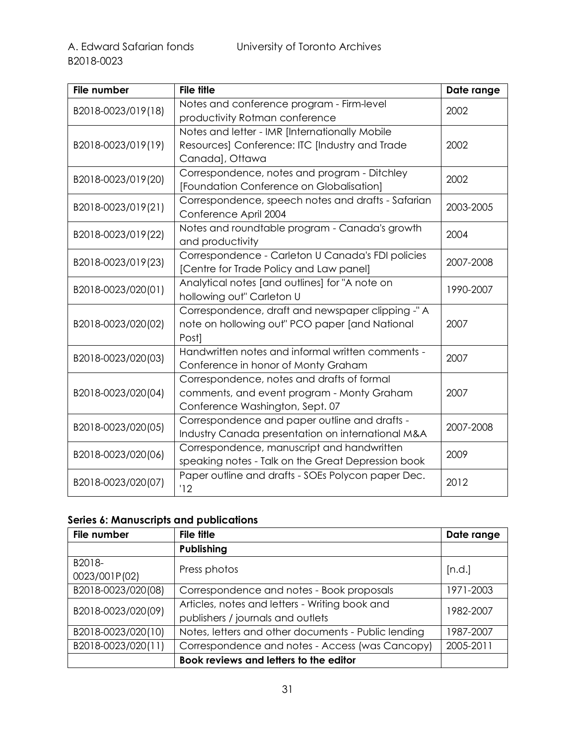| File number | File title | Date range |
|---|---|---|
| B2018-0023/019(18) | Notes and conference program - Firm-level productivity Rotman conference | 2002 |
| B2018-0023/019(19) | Notes and letter - IMR [Internationally Mobile Resources] Conference: ITC [Industry and Trade Canada], Ottawa | 2002 |
| B2018-0023/019(20) | Correspondence, notes and program - Ditchley [Foundation Conference on Globalisation] | 2002 |
| B2018-0023/019(21) | Correspondence, speech notes and drafts - Safarian Conference April 2004 | 2003-2005 |
| B2018-0023/019(22) | Notes and roundtable program - Canada's growth and productivity | 2004 |
| B2018-0023/019(23) | Correspondence - Carleton U Canada's FDI policies [Centre for Trade Policy and Law panel] | 2007-2008 |
| B2018-0023/020(01) | Analytical notes [and outlines] for "A note on hollowing out" Carleton U | 1990-2007 |
| B2018-0023/020(02) | Correspondence, draft and newspaper clipping -" A note on hollowing out" PCO paper [and National Post] | 2007 |
| B2018-0023/020(03) | Handwritten notes and informal written comments - Conference in honor of Monty Graham | 2007 |
| B2018-0023/020(04) | Correspondence, notes and drafts of formal comments, and event program - Monty Graham Conference Washington, Sept. 07 | 2007 |
| B2018-0023/020(05) | Correspondence and paper outline and drafts - Industry Canada presentation on international M&A | 2007-2008 |
| B2018-0023/020(06) | Correspondence, manuscript and handwritten speaking notes - Talk on the Great Depression book | 2009 |
| B2018-0023/020(07) | Paper outline and drafts - SOEs Polycon paper Dec. '12 | 2012 |

### Series 6: Manuscripts and publications

| File number | File title | Date range |
|---|---|---|
| | **Publishing** | |
| B2018-0023/001P(02) | Press photos | [n.d.] |
| B2018-0023/020(08) | Correspondence and notes - Book proposals | 1971-2003 |
| B2018-0023/020(09) | Articles, notes and letters - Writing book and publishers / journals and outlets | 1982-2007 |
| B2018-0023/020(10) | Notes, letters and other documents - Public lending | 1987-2007 |
| B2018-0023/020(11) | Correspondence and notes - Access (was Cancopy) | 2005-2011 |
| | **Book reviews and letters to the editor** | |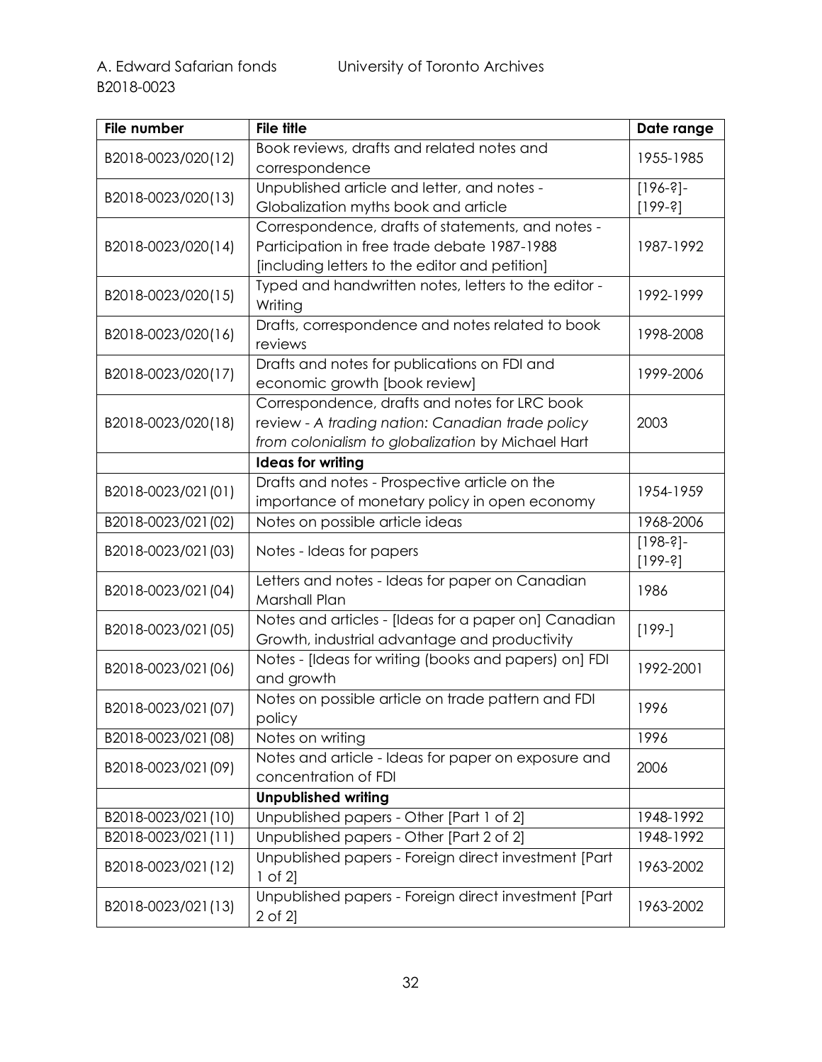| File number | File title | Date range |
| --- | --- | --- |
| B2018-0023/020(12) | Book reviews, drafts and related notes and correspondence | 1955-1985 |
| B2018-0023/020(13) | Unpublished article and letter, and notes - Globalization myths book and article | [196-?]-[199-?] |
| B2018-0023/020(14) | Correspondence, drafts of statements, and notes - Participation in free trade debate 1987-1988 [including letters to the editor and petition] | 1987-1992 |
| B2018-0023/020(15) | Typed and handwritten notes, letters to the editor - Writing | 1992-1999 |
| B2018-0023/020(16) | Drafts, correspondence and notes related to book reviews | 1998-2008 |
| B2018-0023/020(17) | Drafts and notes for publications on FDI and economic growth [book review] | 1999-2006 |
| B2018-0023/020(18) | Correspondence, drafts and notes for LRC book review - *A trading nation: Canadian trade policy from colonialism to globalization* by Michael Hart | 2003 |
| | **Ideas for writing** | |
| B2018-0023/021(01) | Drafts and notes - Prospective article on the importance of monetary policy in open economy | 1954-1959 |
| B2018-0023/021(02) | Notes on possible article ideas | 1968-2006 |
| B2018-0023/021(03) | Notes - Ideas for papers | [198-?]-[199-?] |
| B2018-0023/021(04) | Letters and notes - Ideas for paper on Canadian Marshall Plan | 1986 |
| B2018-0023/021(05) | Notes and articles - [Ideas for a paper on] Canadian Growth, industrial advantage and productivity | [199-] |
| B2018-0023/021(06) | Notes - [Ideas for writing (books and papers) on] FDI and growth | 1992-2001 |
| B2018-0023/021(07) | Notes on possible article on trade pattern and FDI policy | 1996 |
| B2018-0023/021(08) | Notes on writing | 1996 |
| B2018-0023/021(09) | Notes and article - Ideas for paper on exposure and concentration of FDI | 2006 |
| | **Unpublished writing** | |
| B2018-0023/021(10) | Unpublished papers - Other [Part 1 of 2] | 1948-1992 |
| B2018-0023/021(11) | Unpublished papers - Other [Part 2 of 2] | 1948-1992 |
| B2018-0023/021(12) | Unpublished papers - Foreign direct investment [Part 1 of 2] | 1963-2002 |
| B2018-0023/021(13) | Unpublished papers - Foreign direct investment [Part 2 of 2] | 1963-2002 |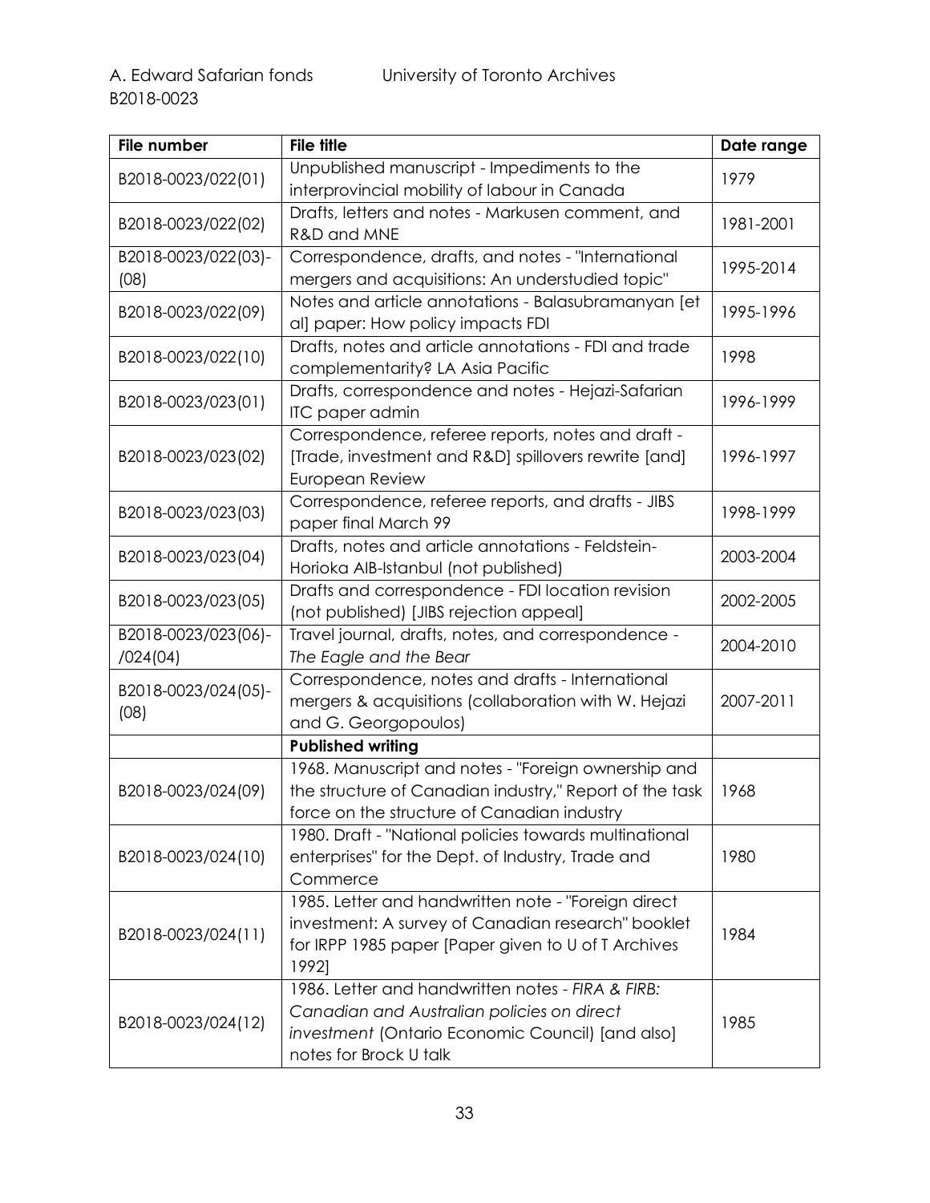| File number | File title | Date range |
|---|---|---|
| B2018-0023/022(01) | Unpublished manuscript - Impediments to the interprovincial mobility of labour in Canada | 1979 |
| B2018-0023/022(02) | Drafts, letters and notes - Markusen comment, and R&D and MNE | 1981-2001 |
| B2018-0023/022(03)-(08) | Correspondence, drafts, and notes - "International mergers and acquisitions: An understudied topic" | 1995-2014 |
| B2018-0023/022(09) | Notes and article annotations - Balasubramanyan [et al] paper: How policy impacts FDI | 1995-1996 |
| B2018-0023/022(10) | Drafts, notes and article annotations - FDI and trade complementarity? LA Asia Pacific | 1998 |
| B2018-0023/023(01) | Drafts, correspondence and notes - Hejazi-Safarian ITC paper admin | 1996-1999 |
| B2018-0023/023(02) | Correspondence, referee reports, notes and draft - [Trade, investment and R&D] spillovers rewrite [and] European Review | 1996-1997 |
| B2018-0023/023(03) | Correspondence, referee reports, and drafts - JIBS paper final March 99 | 1998-1999 |
| B2018-0023/023(04) | Drafts, notes and article annotations - Feldstein-Horioka AIB-Istanbul (not published) | 2003-2004 |
| B2018-0023/023(05) | Drafts and correspondence - FDI location revision (not published) [JIBS rejection appeal] | 2002-2005 |
| B2018-0023/023(06)-/024(04) | Travel journal, drafts, notes, and correspondence - *The Eagle and the Bear* | 2004-2010 |
| B2018-0023/024(05)-(08) | Correspondence, notes and drafts - International mergers & acquisitions (collaboration with W. Hejazi and G. Georgopoulos) | 2007-2011 |
| | **Published writing** | |
| B2018-0023/024(09) | 1968. Manuscript and notes - "Foreign ownership and the structure of Canadian industry," Report of the task force on the structure of Canadian industry | 1968 |
| B2018-0023/024(10) | 1980. Draft - "National policies towards multinational enterprises" for the Dept. of Industry, Trade and Commerce | 1980 |
| B2018-0023/024(11) | 1985. Letter and handwritten note - "Foreign direct investment: A survey of Canadian research" booklet for IRPP 1985 paper [Paper given to U of T Archives 1992] | 1984 |
| B2018-0023/024(12) | 1986. Letter and handwritten notes - *FIRA & FIRB: Canadian and Australian policies on direct investment* (Ontario Economic Council) [and also] notes for Brock U talk | 1985 |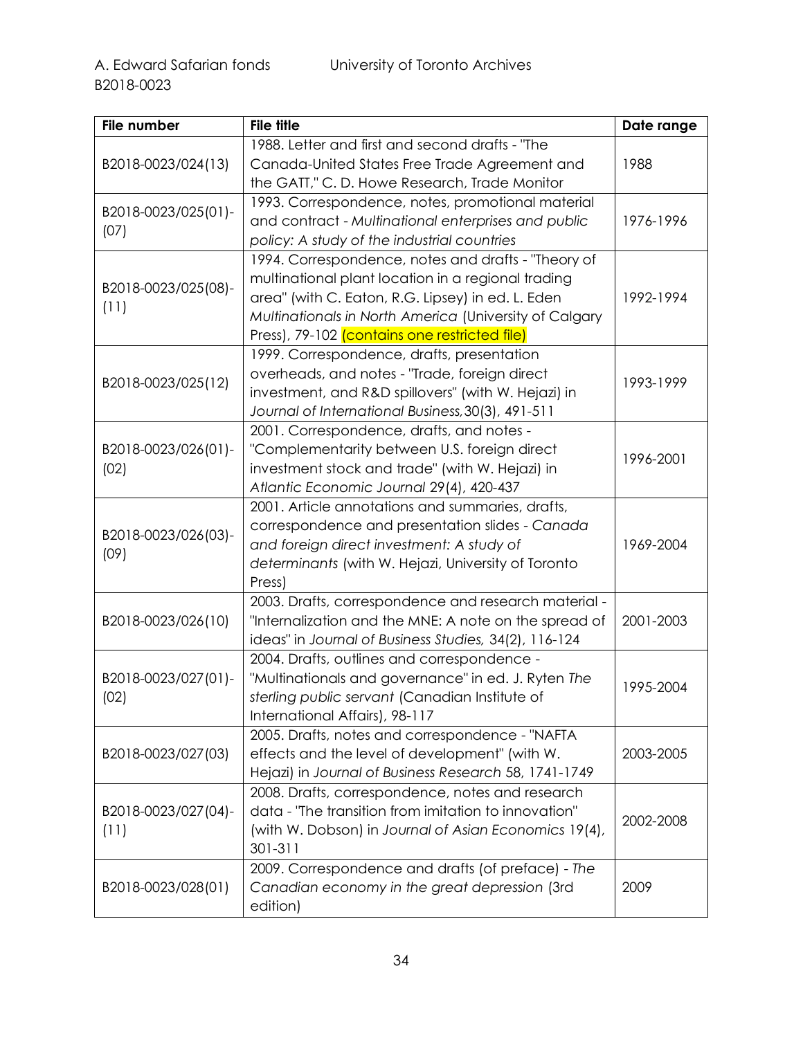| File number | File title | Date range |
| --- | --- | --- |
| B2018-0023/024(13) | 1988. Letter and first and second drafts - "The Canada-United States Free Trade Agreement and the GATT," C. D. Howe Research, Trade Monitor | 1988 |
| B2018-0023/025(01)-(07) | 1993. Correspondence, notes, promotional material and contract - *Multinational enterprises and public policy: A study of the industrial countries* | 1976-1996 |
| B2018-0023/025(08)-(11) | 1994. Correspondence, notes and drafts - "Theory of multinational plant location in a regional trading area" (with C. Eaton, R.G. Lipsey) in ed. L. Eden *Multinationals in North America* (University of Calgary Press), 79-102 (contains one restricted file) | 1992-1994 |
| B2018-0023/025(12) | 1999. Correspondence, drafts, presentation overheads, and notes - "Trade, foreign direct investment, and R&D spillovers" (with W. Hejazi) in *Journal of International Business,* 30(3), 491-511 | 1993-1999 |
| B2018-0023/026(01)-(02) | 2001. Correspondence, drafts, and notes - "Complementarity between U.S. foreign direct investment stock and trade" (with W. Hejazi) in *Atlantic Economic Journal* 29(4), 420-437 | 1996-2001 |
| B2018-0023/026(03)-(09) | 2001. Article annotations and summaries, drafts, correspondence and presentation slides - *Canada and foreign direct investment: A study of determinants* (with W. Hejazi, University of Toronto Press) | 1969-2004 |
| B2018-0023/026(10) | 2003. Drafts, correspondence and research material - "Internalization and the MNE: A note on the spread of ideas" in *Journal of Business Studies,* 34(2), 116-124 | 2001-2003 |
| B2018-0023/027(01)-(02) | 2004. Drafts, outlines and correspondence - "Multinationals and governance" in ed. J. Ryten *The sterling public servant* (Canadian Institute of International Affairs), 98-117 | 1995-2004 |
| B2018-0023/027(03) | 2005. Drafts, notes and correspondence - "NAFTA effects and the level of development" (with W. Hejazi) in *Journal of Business Research* 58, 1741-1749 | 2003-2005 |
| B2018-0023/027(04)-(11) | 2008. Drafts, correspondence, notes and research data - "The transition from imitation to innovation" (with W. Dobson) in *Journal of Asian Economics* 19(4), 301-311 | 2002-2008 |
| B2018-0023/028(01) | 2009. Correspondence and drafts (of preface) - *The Canadian economy in the great depression* (3rd edition) | 2009 |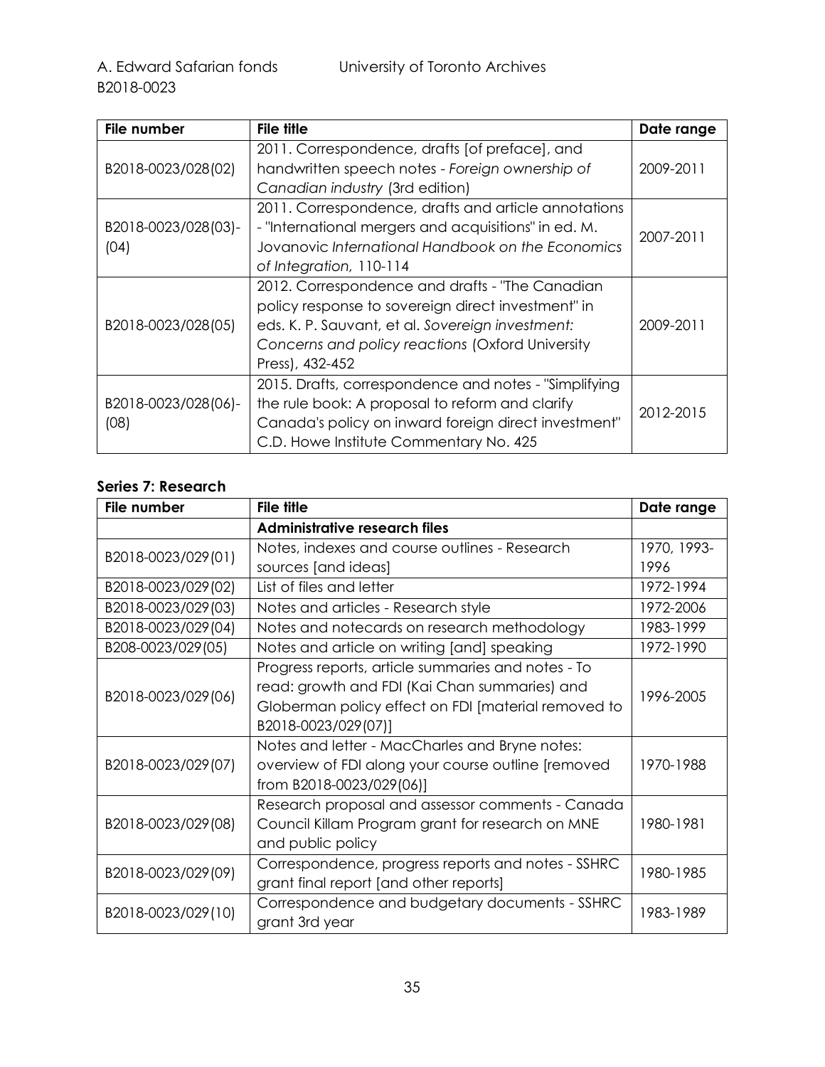| File number | File title | Date range |
|---|---|---|
| B2018-0023/028(02) | 2011. Correspondence, drafts [of preface], and handwritten speech notes - *Foreign ownership of Canadian industry* (3rd edition) | 2009-2011 |
| B2018-0023/028(03)-(04) | 2011. Correspondence, drafts and article annotations - "International mergers and acquisitions" in ed. M. Jovanovic *International Handbook on the Economics of Integration*, 110-114 | 2007-2011 |
| B2018-0023/028(05) | 2012. Correspondence and drafts - "The Canadian policy response to sovereign direct investment" in eds. K. P. Sauvant, et al. *Sovereign investment: Concerns and policy reactions* (Oxford University Press), 432-452 | 2009-2011 |
| B2018-0023/028(06)-(08) | 2015. Drafts, correspondence and notes - "Simplifying the rule book: A proposal to reform and clarify Canada's policy on inward foreign direct investment" C.D. Howe Institute Commentary No. 425 | 2012-2015 |

### Series 7: Research

| File number | File title | Date range |
|---|---|---|
| | **Administrative research files** | |
| B2018-0023/029(01) | Notes, indexes and course outlines - Research sources [and ideas] | 1970, 1993-1996 |
| B2018-0023/029(02) | List of files and letter | 1972-1994 |
| B2018-0023/029(03) | Notes and articles - Research style | 1972-2006 |
| B2018-0023/029(04) | Notes and notecards on research methodology | 1983-1999 |
| B208-0023/029(05) | Notes and article on writing [and] speaking | 1972-1990 |
| B2018-0023/029(06) | Progress reports, article summaries and notes - To read: growth and FDI (Kai Chan summaries) and Globerman policy effect on FDI [material removed to B2018-0023/029(07)] | 1996-2005 |
| B2018-0023/029(07) | Notes and letter - MacCharles and Bryne notes: overview of FDI along your course outline [removed from B2018-0023/029(06)] | 1970-1988 |
| B2018-0023/029(08) | Research proposal and assessor comments - Canada Council Killam Program grant for research on MNE and public policy | 1980-1981 |
| B2018-0023/029(09) | Correspondence, progress reports and notes - SSHRC grant final report [and other reports] | 1980-1985 |
| B2018-0023/029(10) | Correspondence and budgetary documents - SSHRC grant 3rd year | 1983-1989 |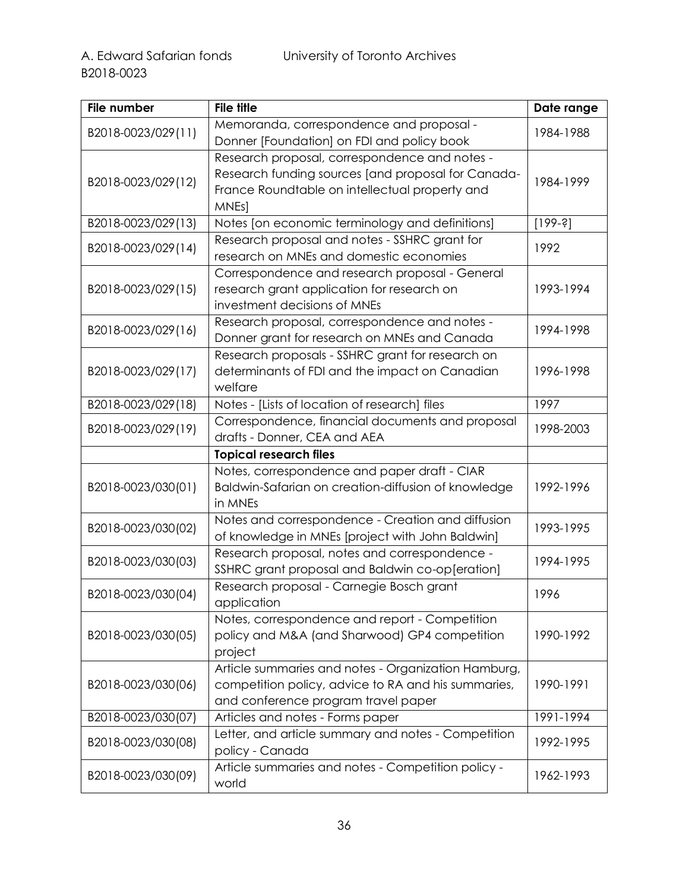| File number | File title | Date range |
|---|---|---|
| B2018-0023/029(11) | Memoranda, correspondence and proposal - Donner [Foundation] on FDI and policy book | 1984-1988 |
| B2018-0023/029(12) | Research proposal, correspondence and notes - Research funding sources [and proposal for Canada-France Roundtable on intellectual property and MNEs] | 1984-1999 |
| B2018-0023/029(13) | Notes [on economic terminology and definitions] | [199-?] |
| B2018-0023/029(14) | Research proposal and notes - SSHRC grant for research on MNEs and domestic economies | 1992 |
| B2018-0023/029(15) | Correspondence and research proposal - General research grant application for research on investment decisions of MNEs | 1993-1994 |
| B2018-0023/029(16) | Research proposal, correspondence and notes - Donner grant for research on MNEs and Canada | 1994-1998 |
| B2018-0023/029(17) | Research proposals - SSHRC grant for research on determinants of FDI and the impact on Canadian welfare | 1996-1998 |
| B2018-0023/029(18) | Notes - [Lists of location of research] files | 1997 |
| B2018-0023/029(19) | Correspondence, financial documents and proposal drafts - Donner, CEA and AEA | 1998-2003 |
| | **Topical research files** | |
| B2018-0023/030(01) | Notes, correspondence and paper draft - CIAR Baldwin-Safarian on creation-diffusion of knowledge in MNEs | 1992-1996 |
| B2018-0023/030(02) | Notes and correspondence - Creation and diffusion of knowledge in MNEs [project with John Baldwin] | 1993-1995 |
| B2018-0023/030(03) | Research proposal, notes and correspondence - SSHRC grant proposal and Baldwin co-op[eration] | 1994-1995 |
| B2018-0023/030(04) | Research proposal - Carnegie Bosch grant application | 1996 |
| B2018-0023/030(05) | Notes, correspondence and report - Competition policy and M&A (and Sharwood) GP4 competition project | 1990-1992 |
| B2018-0023/030(06) | Article summaries and notes - Organization Hamburg, competition policy, advice to RA and his summaries, and conference program travel paper | 1990-1991 |
| B2018-0023/030(07) | Articles and notes - Forms paper | 1991-1994 |
| B2018-0023/030(08) | Letter, and article summary and notes - Competition policy - Canada | 1992-1995 |
| B2018-0023/030(09) | Article summaries and notes - Competition policy - world | 1962-1993 |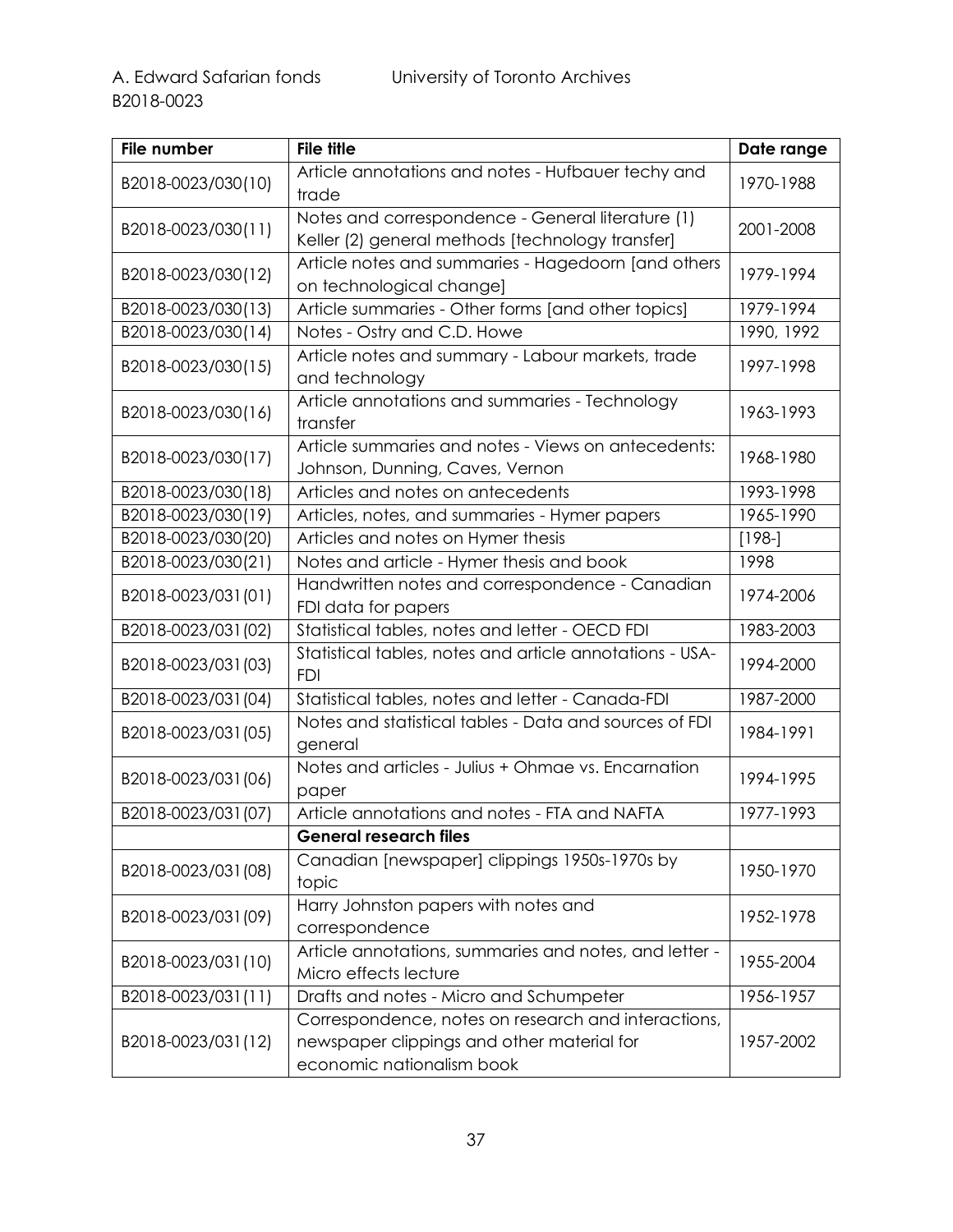| File number | File title | Date range |
|---|---|---|
| B2018-0023/030(10) | Article annotations and notes - Hufbauer techy and trade | 1970-1988 |
| B2018-0023/030(11) | Notes and correspondence - General literature (1) Keller (2) general methods [technology transfer] | 2001-2008 |
| B2018-0023/030(12) | Article notes and summaries - Hagedoorn [and others on technological change] | 1979-1994 |
| B2018-0023/030(13) | Article summaries - Other forms [and other topics] | 1979-1994 |
| B2018-0023/030(14) | Notes - Ostry and C.D. Howe | 1990, 1992 |
| B2018-0023/030(15) | Article notes and summary - Labour markets, trade and technology | 1997-1998 |
| B2018-0023/030(16) | Article annotations and summaries - Technology transfer | 1963-1993 |
| B2018-0023/030(17) | Article summaries and notes - Views on antecedents: Johnson, Dunning, Caves, Vernon | 1968-1980 |
| B2018-0023/030(18) | Articles and notes on antecedents | 1993-1998 |
| B2018-0023/030(19) | Articles, notes, and summaries - Hymer papers | 1965-1990 |
| B2018-0023/030(20) | Articles and notes on Hymer thesis | [198-] |
| B2018-0023/030(21) | Notes and article - Hymer thesis and book | 1998 |
| B2018-0023/031(01) | Handwritten notes and correspondence - Canadian FDI data for papers | 1974-2006 |
| B2018-0023/031(02) | Statistical tables, notes and letter - OECD FDI | 1983-2003 |
| B2018-0023/031(03) | Statistical tables, notes and article annotations - USA-FDI | 1994-2000 |
| B2018-0023/031(04) | Statistical tables, notes and letter - Canada-FDI | 1987-2000 |
| B2018-0023/031(05) | Notes and statistical tables - Data and sources of FDI general | 1984-1991 |
| B2018-0023/031(06) | Notes and articles - Julius + Ohmae vs. Encarnation paper | 1994-1995 |
| B2018-0023/031(07) | Article annotations and notes - FTA and NAFTA | 1977-1993 |
| | **General research files** | |
| B2018-0023/031(08) | Canadian [newspaper] clippings 1950s-1970s by topic | 1950-1970 |
| B2018-0023/031(09) | Harry Johnston papers with notes and correspondence | 1952-1978 |
| B2018-0023/031(10) | Article annotations, summaries and notes, and letter - Micro effects lecture | 1955-2004 |
| B2018-0023/031(11) | Drafts and notes - Micro and Schumpeter | 1956-1957 |
| B2018-0023/031(12) | Correspondence, notes on research and interactions, newspaper clippings and other material for economic nationalism book | 1957-2002 |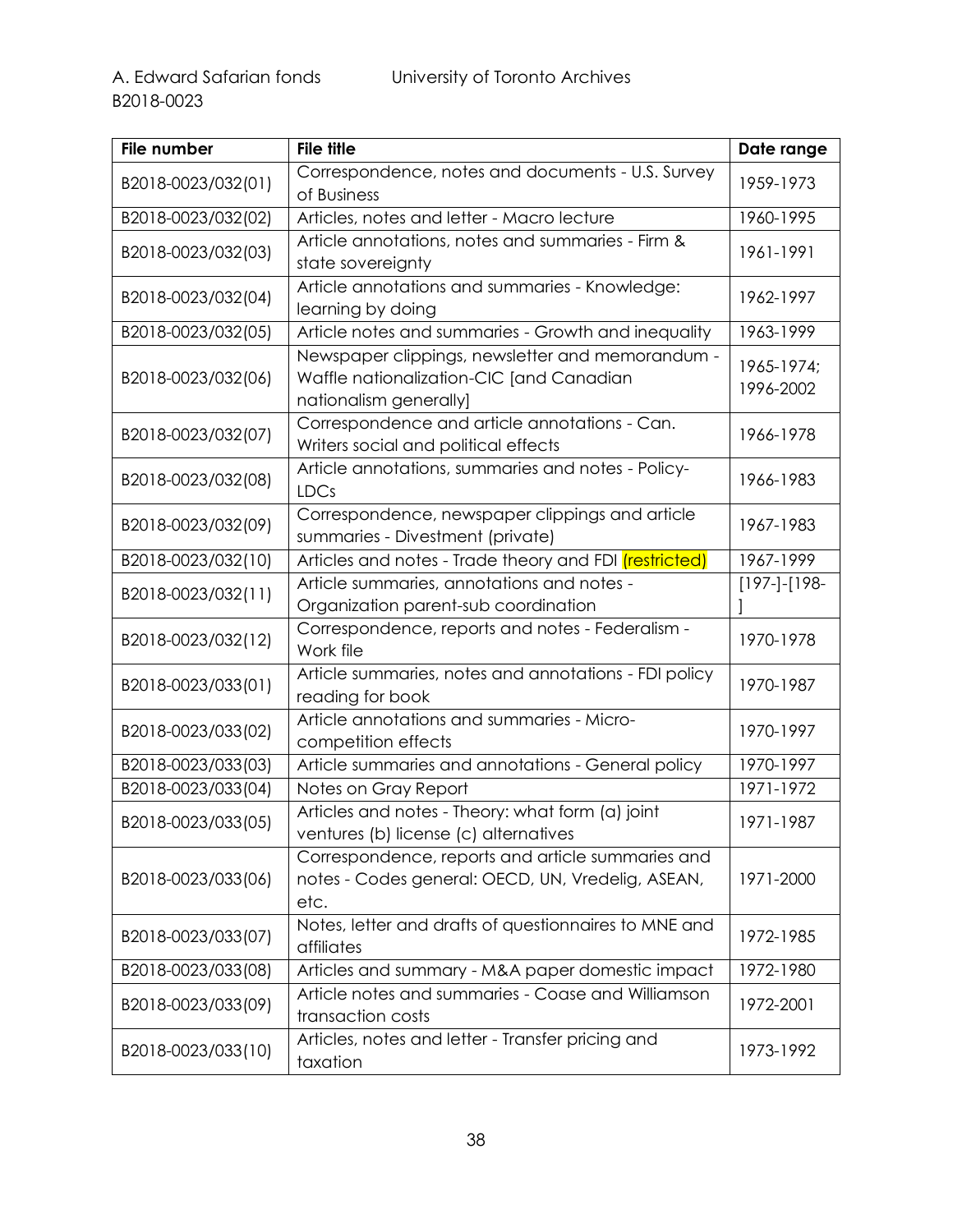| File number | File title | Date range |
|---|---|---|
| B2018-0023/032(01) | Correspondence, notes and documents - U.S. Survey of Business | 1959-1973 |
| B2018-0023/032(02) | Articles, notes and letter - Macro lecture | 1960-1995 |
| B2018-0023/032(03) | Article annotations, notes and summaries - Firm & state sovereignty | 1961-1991 |
| B2018-0023/032(04) | Article annotations and summaries - Knowledge: learning by doing | 1962-1997 |
| B2018-0023/032(05) | Article notes and summaries - Growth and inequality | 1963-1999 |
| B2018-0023/032(06) | Newspaper clippings, newsletter and memorandum - Waffle nationalization-CIC [and Canadian nationalism generally] | 1965-1974; 1996-2002 |
| B2018-0023/032(07) | Correspondence and article annotations - Can. Writers social and political effects | 1966-1978 |
| B2018-0023/032(08) | Article annotations, summaries and notes - Policy-LDCs | 1966-1983 |
| B2018-0023/032(09) | Correspondence, newspaper clippings and article summaries - Divestment (private) | 1967-1983 |
| B2018-0023/032(10) | Articles and notes - Trade theory and FDI (restricted) | 1967-1999 |
| B2018-0023/032(11) | Article summaries, annotations and notes - Organization parent-sub coordination | [197-]-[198-] |
| B2018-0023/032(12) | Correspondence, reports and notes - Federalism - Work file | 1970-1978 |
| B2018-0023/033(01) | Article summaries, notes and annotations - FDI policy reading for book | 1970-1987 |
| B2018-0023/033(02) | Article annotations and summaries - Micro-competition effects | 1970-1997 |
| B2018-0023/033(03) | Article summaries and annotations - General policy | 1970-1997 |
| B2018-0023/033(04) | Notes on Gray Report | 1971-1972 |
| B2018-0023/033(05) | Articles and notes - Theory: what form (a) joint ventures (b) license (c) alternatives | 1971-1987 |
| B2018-0023/033(06) | Correspondence, reports and article summaries and notes - Codes general: OECD, UN, Vredelig, ASEAN, etc. | 1971-2000 |
| B2018-0023/033(07) | Notes, letter and drafts of questionnaires to MNE and affiliates | 1972-1985 |
| B2018-0023/033(08) | Articles and summary - M&A paper domestic impact | 1972-1980 |
| B2018-0023/033(09) | Article notes and summaries - Coase and Williamson transaction costs | 1972-2001 |
| B2018-0023/033(10) | Articles, notes and letter - Transfer pricing and taxation | 1973-1992 |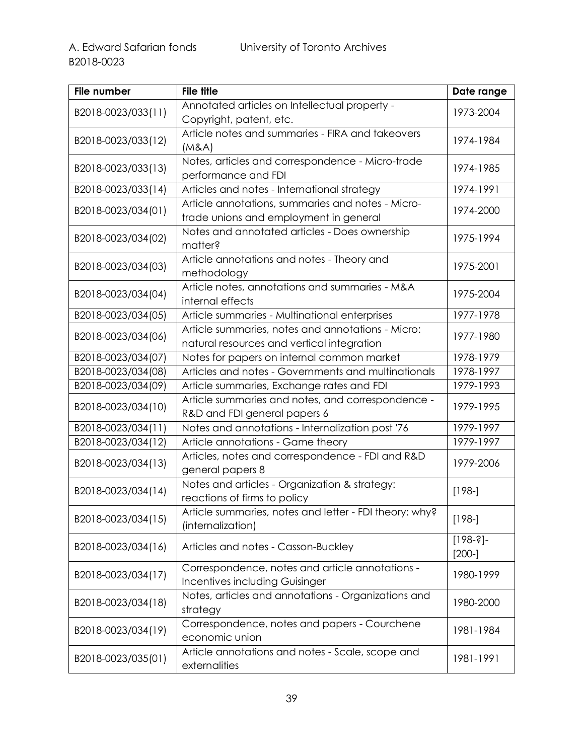| File number | File title | Date range |
|---|---|---|
| B2018-0023/033(11) | Annotated articles on Intellectual property - Copyright, patent, etc. | 1973-2004 |
| B2018-0023/033(12) | Article notes and summaries - FIRA and takeovers (M&A) | 1974-1984 |
| B2018-0023/033(13) | Notes, articles and correspondence - Micro-trade performance and FDI | 1974-1985 |
| B2018-0023/033(14) | Articles and notes - International strategy | 1974-1991 |
| B2018-0023/034(01) | Article annotations, summaries and notes - Micro-trade unions and employment in general | 1974-2000 |
| B2018-0023/034(02) | Notes and annotated articles - Does ownership matter? | 1975-1994 |
| B2018-0023/034(03) | Article annotations and notes - Theory and methodology | 1975-2001 |
| B2018-0023/034(04) | Article notes, annotations and summaries - M&A internal effects | 1975-2004 |
| B2018-0023/034(05) | Article summaries - Multinational enterprises | 1977-1978 |
| B2018-0023/034(06) | Article summaries, notes and annotations - Micro: natural resources and vertical integration | 1977-1980 |
| B2018-0023/034(07) | Notes for papers on internal common market | 1978-1979 |
| B2018-0023/034(08) | Articles and notes - Governments and multinationals | 1978-1997 |
| B2018-0023/034(09) | Article summaries, Exchange rates and FDI | 1979-1993 |
| B2018-0023/034(10) | Article summaries and notes, and correspondence - R&D and FDI general papers 6 | 1979-1995 |
| B2018-0023/034(11) | Notes and annotations - Internalization post '76 | 1979-1997 |
| B2018-0023/034(12) | Article annotations - Game theory | 1979-1997 |
| B2018-0023/034(13) | Articles, notes and correspondence - FDI and R&D general papers 8 | 1979-2006 |
| B2018-0023/034(14) | Notes and articles - Organization & strategy: reactions of firms to policy | [198-] |
| B2018-0023/034(15) | Article summaries, notes and letter - FDI theory: why? (internalization) | [198-] |
| B2018-0023/034(16) | Articles and notes - Casson-Buckley | [198-?]-[200-] |
| B2018-0023/034(17) | Correspondence, notes and article annotations - Incentives including Guisinger | 1980-1999 |
| B2018-0023/034(18) | Notes, articles and annotations - Organizations and strategy | 1980-2000 |
| B2018-0023/034(19) | Correspondence, notes and papers - Courchene economic union | 1981-1984 |
| B2018-0023/035(01) | Article annotations and notes - Scale, scope and externalities | 1981-1991 |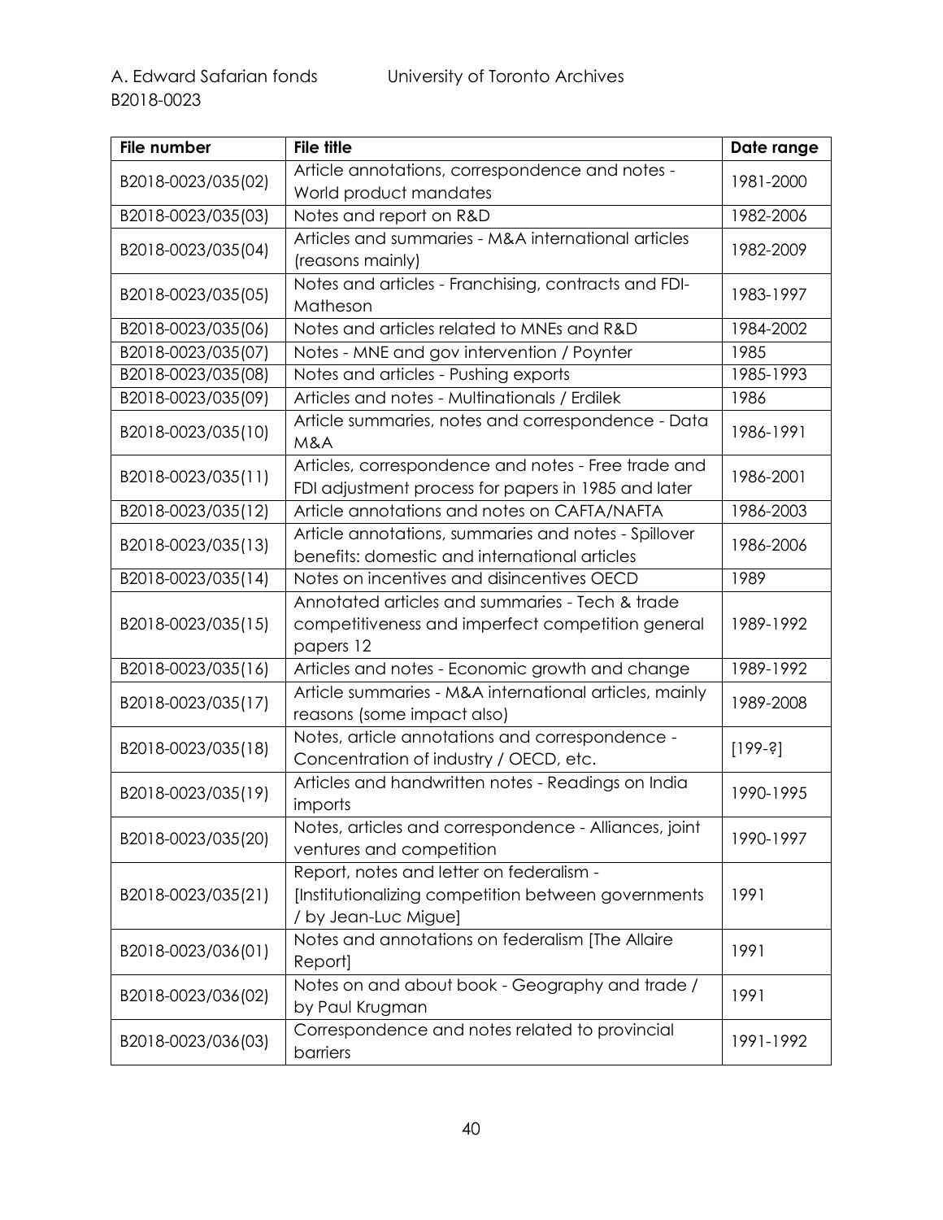| File number | File title | Date range |
|---|---|---|
| B2018-0023/035(02) | Article annotations, correspondence and notes - World product mandates | 1981-2000 |
| B2018-0023/035(03) | Notes and report on R&D | 1982-2006 |
| B2018-0023/035(04) | Articles and summaries - M&A international articles (reasons mainly) | 1982-2009 |
| B2018-0023/035(05) | Notes and articles - Franchising, contracts and FDI- Matheson | 1983-1997 |
| B2018-0023/035(06) | Notes and articles related to MNEs and R&D | 1984-2002 |
| B2018-0023/035(07) | Notes - MNE and gov intervention / Poynter | 1985 |
| B2018-0023/035(08) | Notes and articles - Pushing exports | 1985-1993 |
| B2018-0023/035(09) | Articles and notes - Multinationals / Erdilek | 1986 |
| B2018-0023/035(10) | Article summaries, notes and correspondence - Data M&A | 1986-1991 |
| B2018-0023/035(11) | Articles, correspondence and notes - Free trade and FDI adjustment process for papers in 1985 and later | 1986-2001 |
| B2018-0023/035(12) | Article annotations and notes on CAFTA/NAFTA | 1986-2003 |
| B2018-0023/035(13) | Article annotations, summaries and notes - Spillover benefits: domestic and international articles | 1986-2006 |
| B2018-0023/035(14) | Notes on incentives and disincentives OECD | 1989 |
| B2018-0023/035(15) | Annotated articles and summaries - Tech & trade competitiveness and imperfect competition general papers 12 | 1989-1992 |
| B2018-0023/035(16) | Articles and notes - Economic growth and change | 1989-1992 |
| B2018-0023/035(17) | Article summaries - M&A international articles, mainly reasons (some impact also) | 1989-2008 |
| B2018-0023/035(18) | Notes, article annotations and correspondence - Concentration of industry / OECD, etc. | [199-?] |
| B2018-0023/035(19) | Articles and handwritten notes - Readings on India imports | 1990-1995 |
| B2018-0023/035(20) | Notes, articles and correspondence - Alliances, joint ventures and competition | 1990-1997 |
| B2018-0023/035(21) | Report, notes and letter on federalism - [Institutionalizing competition between governments / by Jean-Luc Migue] | 1991 |
| B2018-0023/036(01) | Notes and annotations on federalism [The Allaire Report] | 1991 |
| B2018-0023/036(02) | Notes on and about book - Geography and trade / by Paul Krugman | 1991 |
| B2018-0023/036(03) | Correspondence and notes related to provincial barriers | 1991-1992 |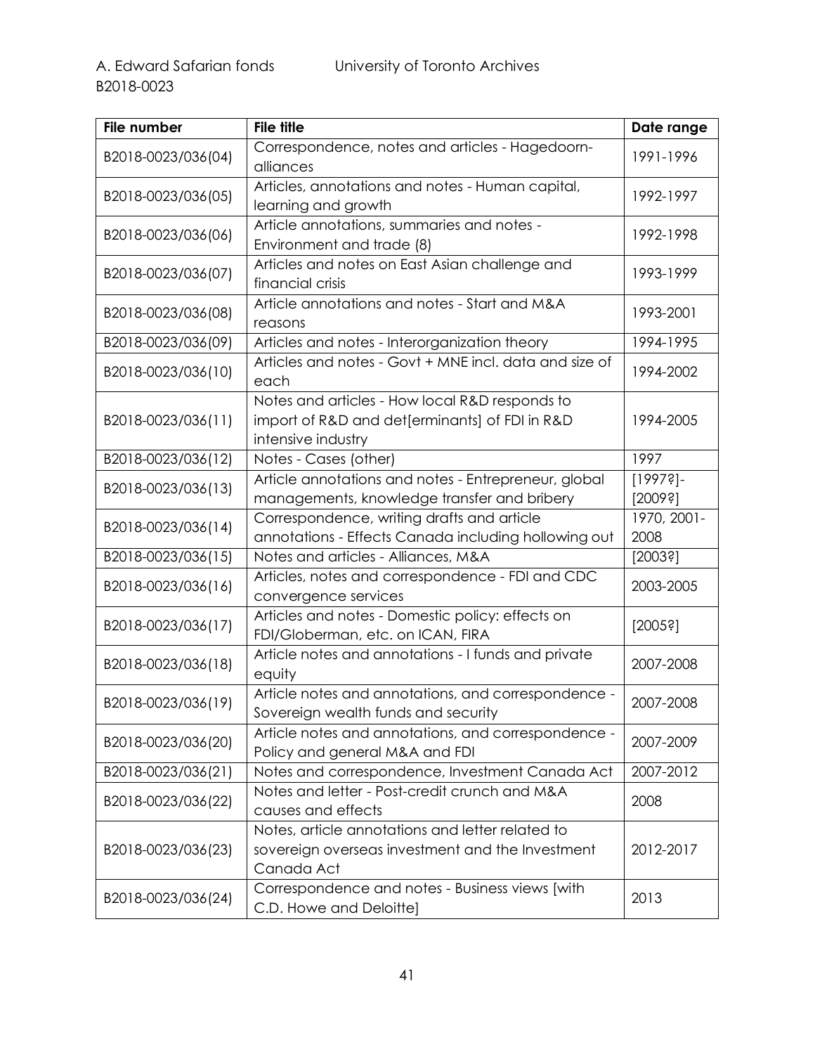| File number | File title | Date range |
|---|---|---|
| B2018-0023/036(04) | Correspondence, notes and articles - Hagedoorn-alliances | 1991-1996 |
| B2018-0023/036(05) | Articles, annotations and notes - Human capital, learning and growth | 1992-1997 |
| B2018-0023/036(06) | Article annotations, summaries and notes - Environment and trade (8) | 1992-1998 |
| B2018-0023/036(07) | Articles and notes on East Asian challenge and financial crisis | 1993-1999 |
| B2018-0023/036(08) | Article annotations and notes - Start and M&A reasons | 1993-2001 |
| B2018-0023/036(09) | Articles and notes - Interorganization theory | 1994-1995 |
| B2018-0023/036(10) | Articles and notes - Govt + MNE incl. data and size of each | 1994-2002 |
| B2018-0023/036(11) | Notes and articles - How local R&D responds to import of R&D and det[erminants] of FDI in R&D intensive industry | 1994-2005 |
| B2018-0023/036(12) | Notes - Cases (other) | 1997 |
| B2018-0023/036(13) | Article annotations and notes - Entrepreneur, global managements, knowledge transfer and bribery | [1997?]-[2009?] |
| B2018-0023/036(14) | Correspondence, writing drafts and article annotations - Effects Canada including hollowing out | 1970, 2001-2008 |
| B2018-0023/036(15) | Notes and articles - Alliances, M&A | [2003?] |
| B2018-0023/036(16) | Articles, notes and correspondence - FDI and CDC convergence services | 2003-2005 |
| B2018-0023/036(17) | Articles and notes - Domestic policy: effects on FDI/Globerman, etc. on ICAN, FIRA | [2005?] |
| B2018-0023/036(18) | Article notes and annotations - I funds and private equity | 2007-2008 |
| B2018-0023/036(19) | Article notes and annotations, and correspondence - Sovereign wealth funds and security | 2007-2008 |
| B2018-0023/036(20) | Article notes and annotations, and correspondence - Policy and general M&A and FDI | 2007-2009 |
| B2018-0023/036(21) | Notes and correspondence, Investment Canada Act | 2007-2012 |
| B2018-0023/036(22) | Notes and letter - Post-credit crunch and M&A causes and effects | 2008 |
| B2018-0023/036(23) | Notes, article annotations and letter related to sovereign overseas investment and the Investment Canada Act | 2012-2017 |
| B2018-0023/036(24) | Correspondence and notes - Business views [with C.D. Howe and Deloitte] | 2013 |